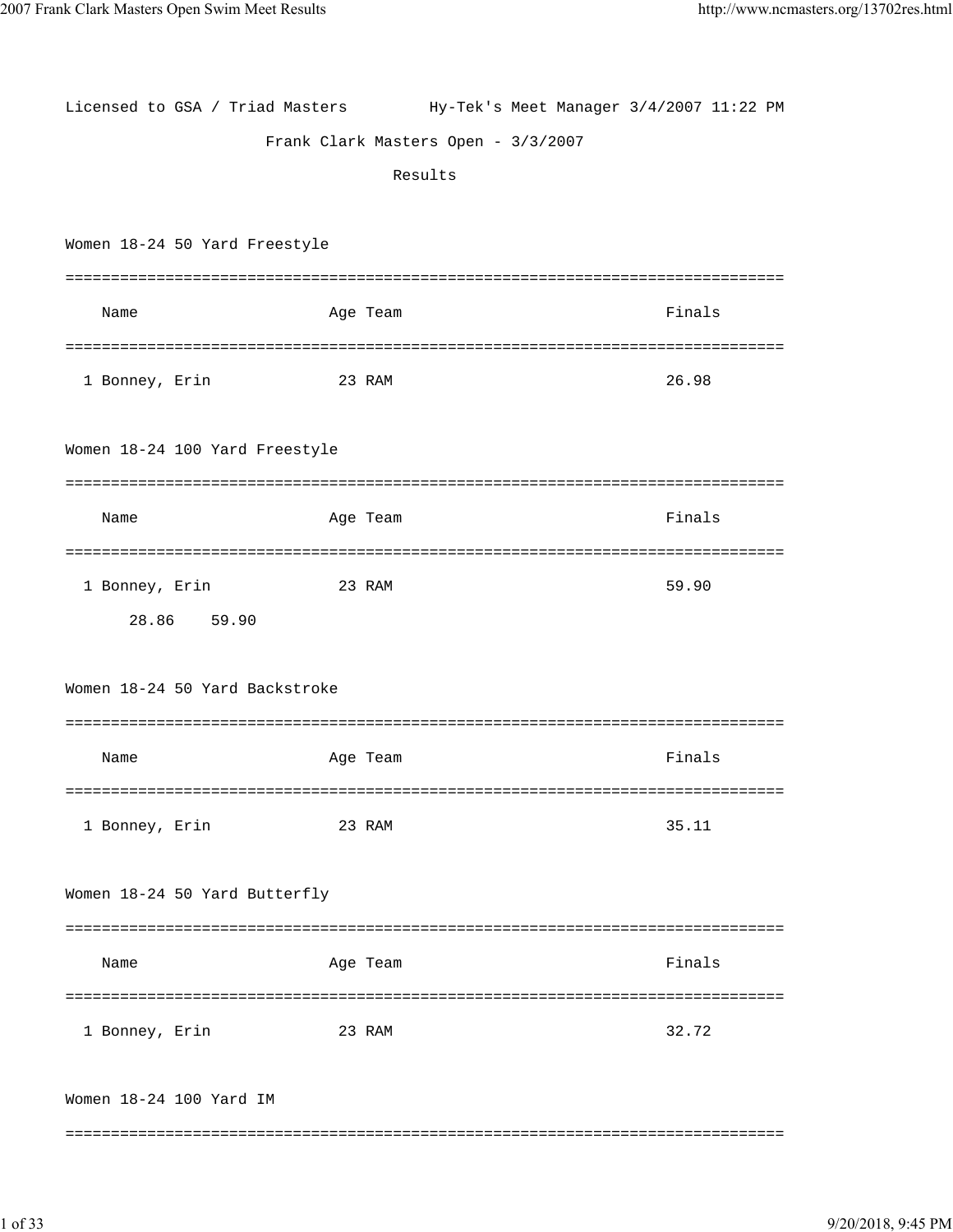Licensed to GSA / Triad Masters        Hy-Tek's Meet Manager 3/4/2007 11:22 PM

# Frank Clark Masters Open - 3/3/2007

## Results

### Women 18-24 50 Yard Freestyle

| | Name | Age | Team | Finals |
|---|---|---|---|---|
| 1 | Bonney, Erin | 23 | RAM | 26.98 |

### Women 18-24 100 Yard Freestyle

| | Name | Age | Team | Finals |
|---|---|---|---|---|
| 1 | Bonney, Erin | 23 | RAM | 59.90 |

28.86    59.90

### Women 18-24 50 Yard Backstroke

| | Name | Age | Team | Finals |
|---|---|---|---|---|
| 1 | Bonney, Erin | 23 | RAM | 35.11 |

### Women 18-24 50 Yard Butterfly

| | Name | Age | Team | Finals |
|---|---|---|---|---|
| 1 | Bonney, Erin | 23 | RAM | 32.72 |

### Women 18-24 100 Yard IM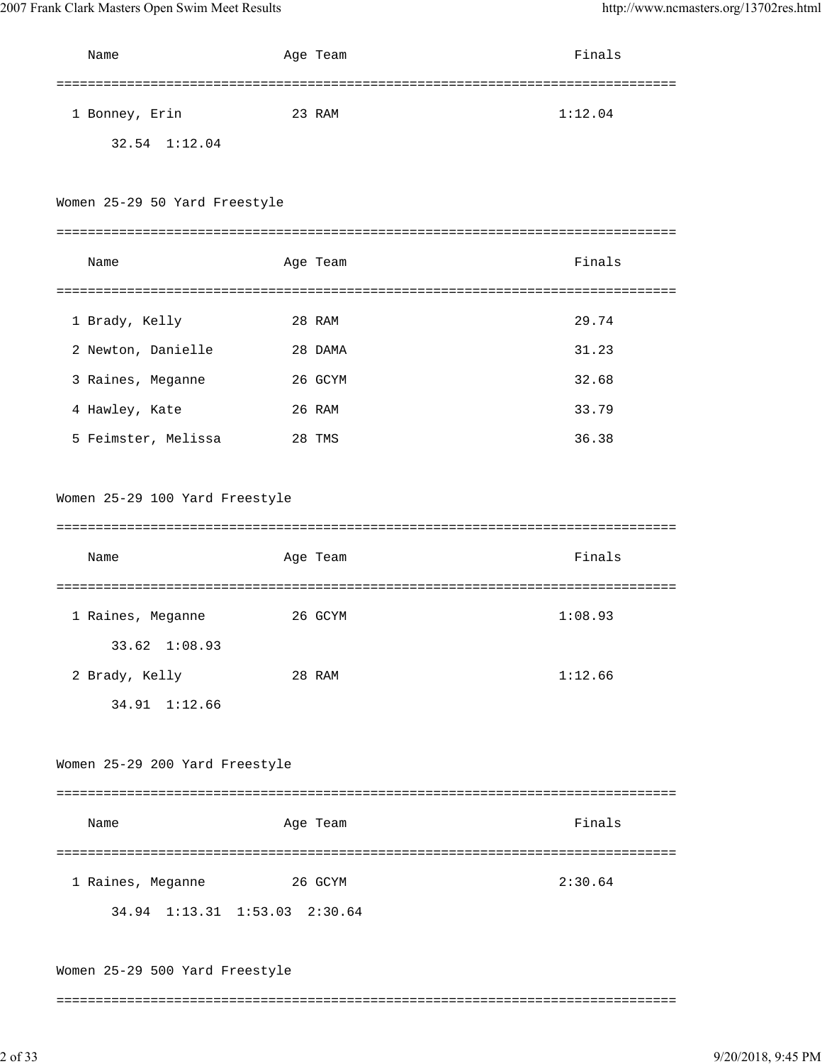| Name | Age | Team | Finals |
| --- | --- | --- | --- |
| 1 Bonney, Erin | 23 | RAM | 1:12.04 |
| 32.54 1:12.04 | | | |

## Women 25-29 50 Yard Freestyle

| Name | Age | Team | Finals |
| --- | --- | --- | --- |
| 1 Brady, Kelly | 28 | RAM | 29.74 |
| 2 Newton, Danielle | 28 | DAMA | 31.23 |
| 3 Raines, Meganne | 26 | GCYM | 32.68 |
| 4 Hawley, Kate | 26 | RAM | 33.79 |
| 5 Feimster, Melissa | 28 | TMS | 36.38 |

## Women 25-29 100 Yard Freestyle

| Name | Age | Team | Finals |
| --- | --- | --- | --- |
| 1 Raines, Meganne | 26 | GCYM | 1:08.93 |
| 33.62 1:08.93 | | | |
| 2 Brady, Kelly | 28 | RAM | 1:12.66 |
| 34.91 1:12.66 | | | |

## Women 25-29 200 Yard Freestyle

| Name | Age | Team | Finals |
| --- | --- | --- | --- |
| 1 Raines, Meganne | 26 | GCYM | 2:30.64 |
| 34.94 1:13.31 1:53.03 2:30.64 | | | |

## Women 25-29 500 Yard Freestyle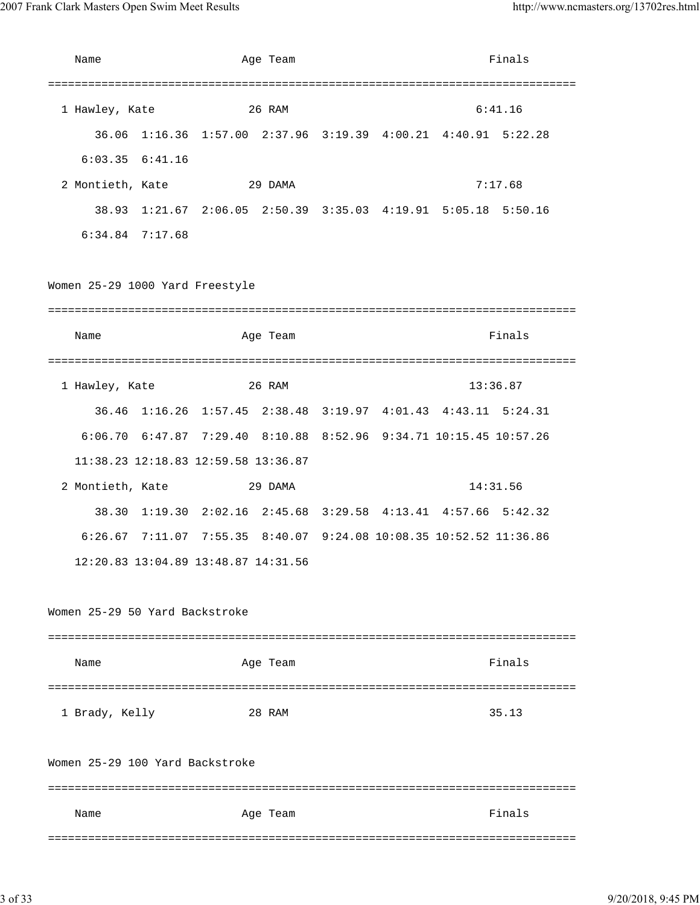| Name | Age | Team | Finals |
|---|---|---|---|
| 1 Hawley, Kate | 26 | RAM | 6:41.16 |
| 36.06 1:16.36 1:57.00 2:37.96 3:19.39 4:00.21 4:40.91 5:22.28 6:03.35 6:41.16 | | | |
| 2 Montieth, Kate | 29 | DAMA | 7:17.68 |
| 38.93 1:21.67 2:06.05 2:50.39 3:35.03 4:19.91 5:05.18 5:50.16 6:34.84 7:17.68 | | | |

## Women 25-29 1000 Yard Freestyle

| Name | Age | Team | Finals |
|---|---|---|---|
| 1 Hawley, Kate | 26 | RAM | 13:36.87 |
| 36.46 1:16.26 1:57.45 2:38.48 3:19.97 4:01.43 4:43.11 5:24.31 6:06.70 6:47.87 7:29.40 8:10.88 8:52.96 9:34.71 10:15.45 10:57.26 11:38.23 12:18.83 12:59.58 13:36.87 | | | |
| 2 Montieth, Kate | 29 | DAMA | 14:31.56 |
| 38.30 1:19.30 2:02.16 2:45.68 3:29.58 4:13.41 4:57.66 5:42.32 6:26.67 7:11.07 7:55.35 8:40.07 9:24.08 10:08.35 10:52.52 11:36.86 12:20.83 13:04.89 13:48.87 14:31.56 | | | |

## Women 25-29 50 Yard Backstroke

| Name | Age | Team | Finals |
|---|---|---|---|
| 1 Brady, Kelly | 28 | RAM | 35.13 |

## Women 25-29 100 Yard Backstroke

| Name | Age | Team | Finals |
|---|---|---|---|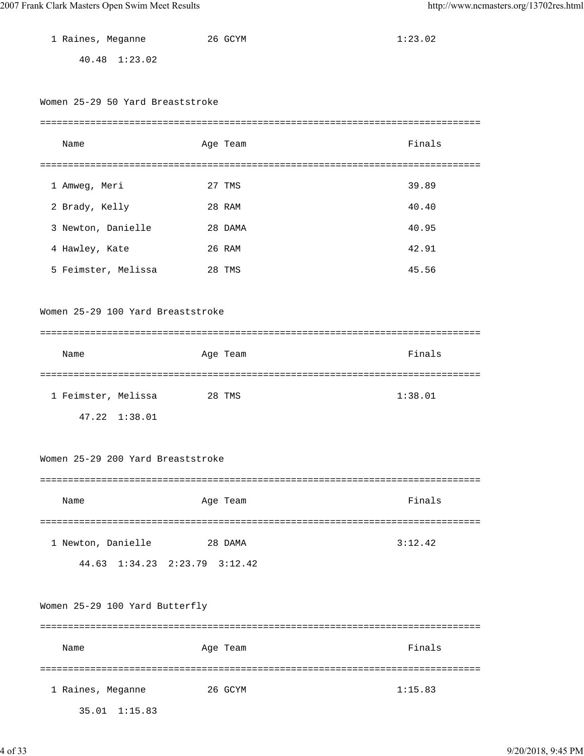| | Name | Age | Team | Finals |
|---|---|---|---|---|
| 1 | Raines, Meganne | 26 | GCYM | 1:23.02 |
| | 40.48  1:23.02 | | | |

## Women 25-29 50 Yard Breaststroke

| | Name | Age | Team | Finals |
|---|---|---|---|---|
| 1 | Amweg, Meri | 27 | TMS | 39.89 |
| 2 | Brady, Kelly | 28 | RAM | 40.40 |
| 3 | Newton, Danielle | 28 | DAMA | 40.95 |
| 4 | Hawley, Kate | 26 | RAM | 42.91 |
| 5 | Feimster, Melissa | 28 | TMS | 45.56 |

## Women 25-29 100 Yard Breaststroke

| | Name | Age | Team | Finals |
|---|---|---|---|---|
| 1 | Feimster, Melissa | 28 | TMS | 1:38.01 |
| | 47.22  1:38.01 | | | |

## Women 25-29 200 Yard Breaststroke

| | Name | Age | Team | Finals |
|---|---|---|---|---|
| 1 | Newton, Danielle | 28 | DAMA | 3:12.42 |
| | 44.63  1:34.23  2:23.79  3:12.42 | | | |

## Women 25-29 100 Yard Butterfly

| | Name | Age | Team | Finals |
|---|---|---|---|---|
| 1 | Raines, Meganne | 26 | GCYM | 1:15.83 |
| | 35.01  1:15.83 | | | |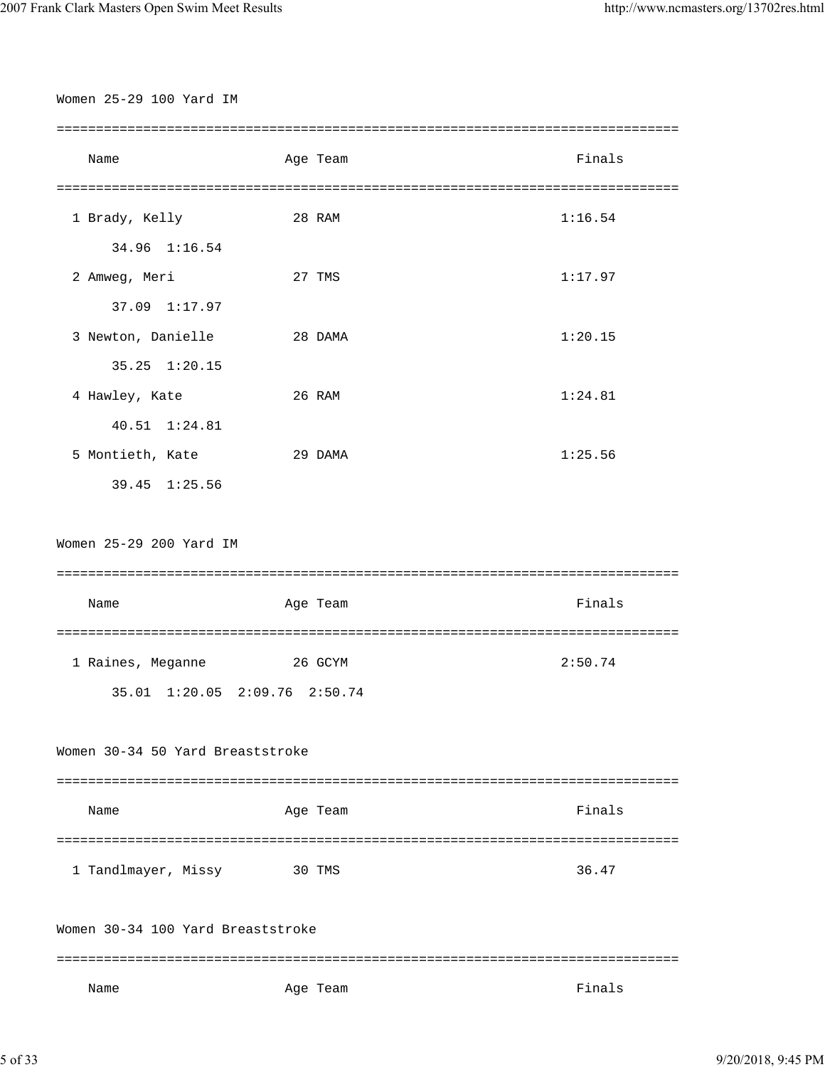### Women 25-29 100 Yard IM

| Place | Name | Age | Team | Finals |
|---|---|---|---|---|
| 1 | Brady, Kelly | 28 | RAM | 1:16.54 |
| | 34.96 1:16.54 | | | |
| 2 | Amweg, Meri | 27 | TMS | 1:17.97 |
| | 37.09 1:17.97 | | | |
| 3 | Newton, Danielle | 28 | DAMA | 1:20.15 |
| | 35.25 1:20.15 | | | |
| 4 | Hawley, Kate | 26 | RAM | 1:24.81 |
| | 40.51 1:24.81 | | | |
| 5 | Montieth, Kate | 29 | DAMA | 1:25.56 |
| | 39.45 1:25.56 | | | |

### Women 25-29 200 Yard IM

| Place | Name | Age | Team | Finals |
|---|---|---|---|---|
| 1 | Raines, Meganne | 26 | GCYM | 2:50.74 |
| | 35.01 1:20.05 2:09.76 2:50.74 | | | |

### Women 30-34 50 Yard Breaststroke

| Place | Name | Age | Team | Finals |
|---|---|---|---|---|
| 1 | Tandlmayer, Missy | 30 | TMS | 36.47 |

### Women 30-34 100 Yard Breaststroke

| Place | Name | Age | Team | Finals |
|---|---|---|---|---|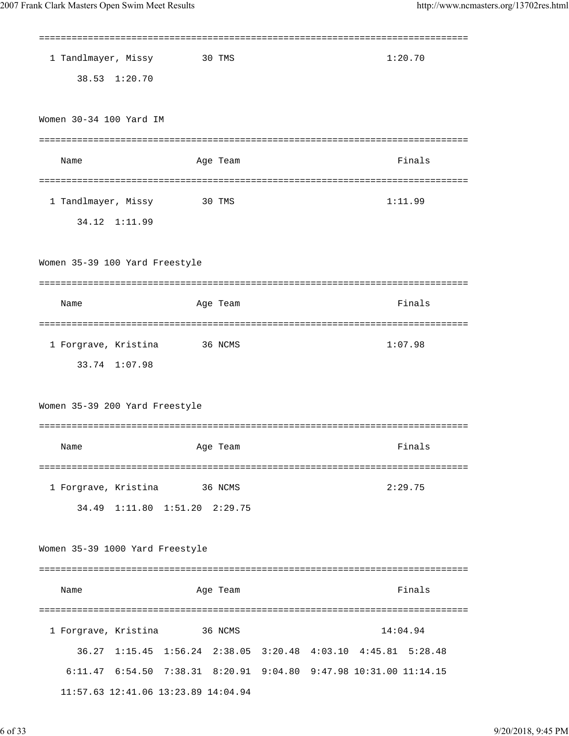| | | |
|---|---|---|
| 1 Tandlmayer, Missy | 30 TMS | 1:20.70 |
| 38.53 1:20.70 | | |

## Women 30-34 100 Yard IM

| Name | Age Team | Finals |
|---|---|---|
| 1 Tandlmayer, Missy | 30 TMS | 1:11.99 |
| 34.12 1:11.99 | | |

## Women 35-39 100 Yard Freestyle

| Name | Age Team | Finals |
|---|---|---|
| 1 Forgrave, Kristina | 36 NCMS | 1:07.98 |
| 33.74 1:07.98 | | |

## Women 35-39 200 Yard Freestyle

| Name | Age Team | Finals |
|---|---|---|
| 1 Forgrave, Kristina | 36 NCMS | 2:29.75 |
| 34.49 1:11.80 1:51.20 2:29.75 | | |

## Women 35-39 1000 Yard Freestyle

| Name | Age Team | Finals |
|---|---|---|
| 1 Forgrave, Kristina | 36 NCMS | 14:04.94 |
| 36.27 1:15.45 1:56.24 2:38.05 3:20.48 4:03.10 4:45.81 5:28.48 | | |
| 6:11.47 6:54.50 7:38.31 8:20.91 9:04.80 9:47.98 10:31.00 11:14.15 | | |
| 11:57.63 12:41.06 13:23.89 14:04.94 | | |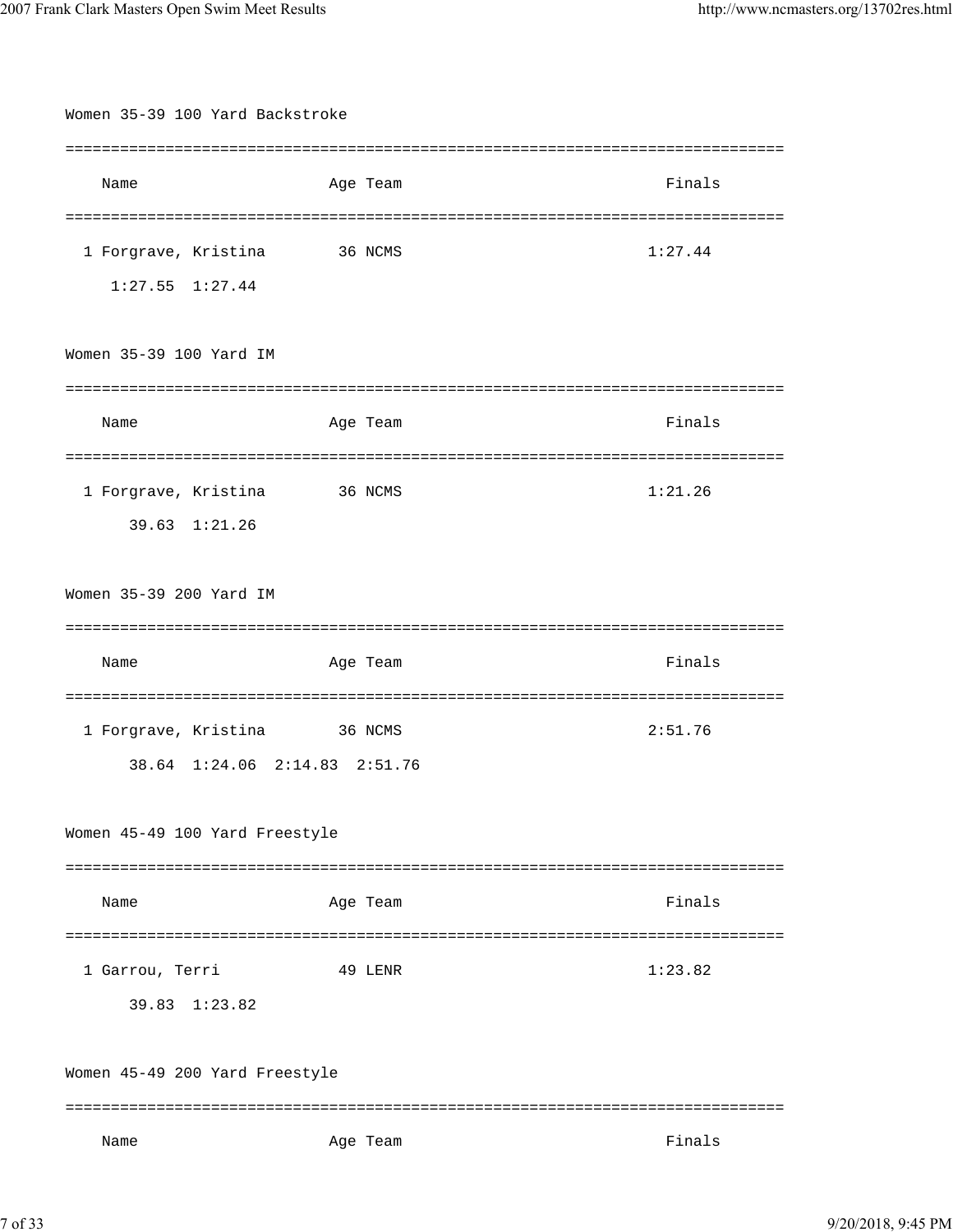## Women 35-39 100 Yard Backstroke

| Name | Age | Team | Finals |
|---|---|---|---|
| 1 Forgrave, Kristina | 36 | NCMS | 1:27.44 |
| 1:27.55 1:27.44 | | | |

## Women 35-39 100 Yard IM

| Name | Age | Team | Finals |
|---|---|---|---|
| 1 Forgrave, Kristina | 36 | NCMS | 1:21.26 |
| 39.63 1:21.26 | | | |

## Women 35-39 200 Yard IM

| Name | Age | Team | Finals |
|---|---|---|---|
| 1 Forgrave, Kristina | 36 | NCMS | 2:51.76 |
| 38.64 1:24.06 2:14.83 2:51.76 | | | |

## Women 45-49 100 Yard Freestyle

| Name | Age | Team | Finals |
|---|---|---|---|
| 1 Garrou, Terri | 49 | LENR | 1:23.82 |
| 39.83 1:23.82 | | | |

## Women 45-49 200 Yard Freestyle

| Name | Age | Team | Finals |
|---|---|---|---|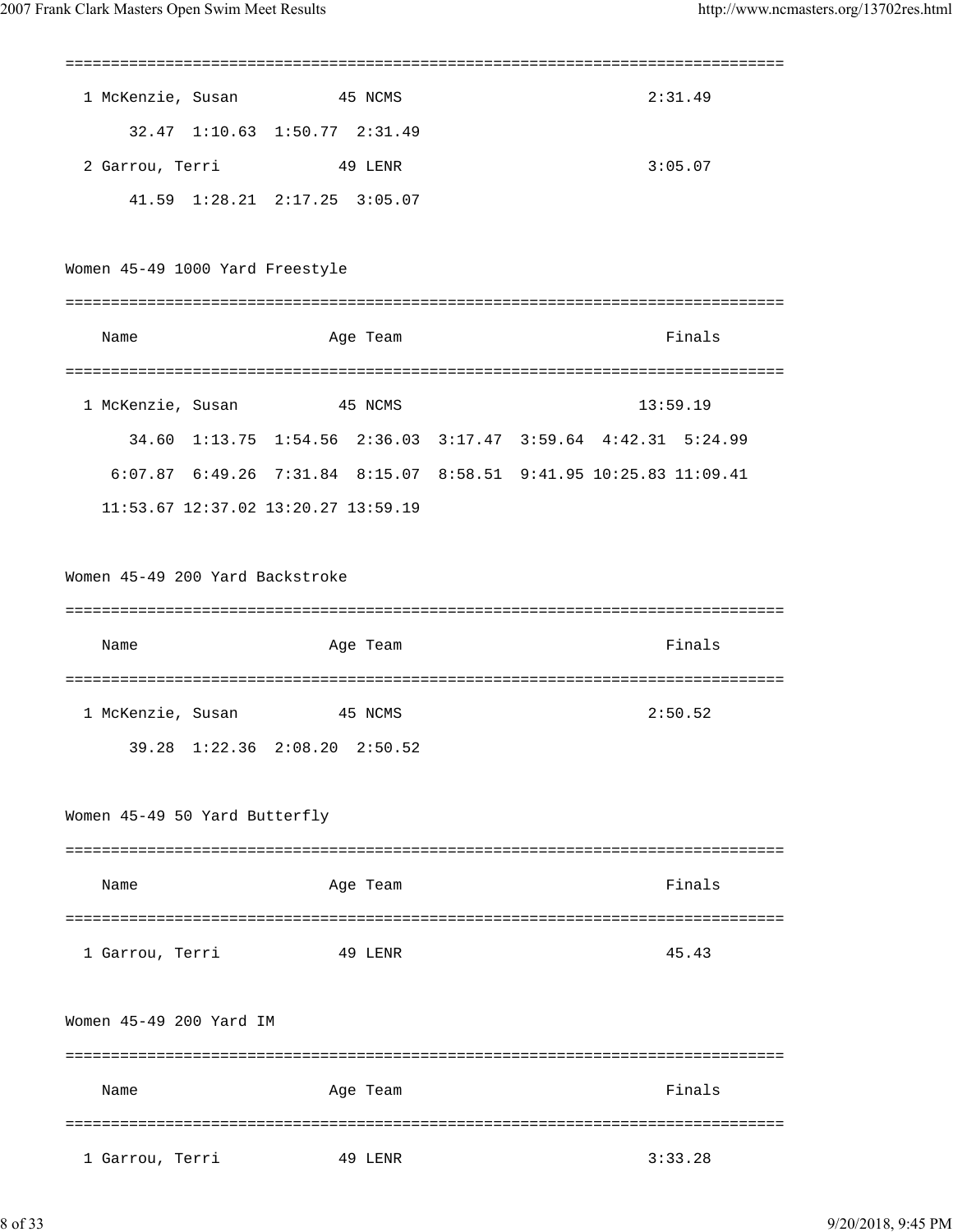===============================================================================

| | Name | Age | Team | Finals |
|---|---|---|---|---|
| 1 | McKenzie, Susan | 45 | NCMS | 2:31.49 |
| | 32.47 1:10.63 1:50.77 2:31.49 | | | |
| 2 | Garrou, Terri | 49 | LENR | 3:05.07 |
| | 41.59 1:28.21 2:17.25 3:05.07 | | | |

Women 45-49 1000 Yard Freestyle

| | Name | Age | Team | Finals |
|---|---|---|---|---|
| 1 | McKenzie, Susan | 45 | NCMS | 13:59.19 |
| | 34.60 1:13.75 1:54.56 2:36.03 3:17.47 3:59.64 4:42.31 5:24.99 | | | |
| | 6:07.87 6:49.26 7:31.84 8:15.07 8:58.51 9:41.95 10:25.83 11:09.41 | | | |
| | 11:53.67 12:37.02 13:20.27 13:59.19 | | | |

Women 45-49 200 Yard Backstroke

| | Name | Age | Team | Finals |
|---|---|---|---|---|
| 1 | McKenzie, Susan | 45 | NCMS | 2:50.52 |
| | 39.28 1:22.36 2:08.20 2:50.52 | | | |

Women 45-49 50 Yard Butterfly

| | Name | Age | Team | Finals |
|---|---|---|---|---|
| 1 | Garrou, Terri | 49 | LENR | 45.43 |

Women 45-49 200 Yard IM

| | Name | Age | Team | Finals |
|---|---|---|---|---|
| 1 | Garrou, Terri | 49 | LENR | 3:33.28 |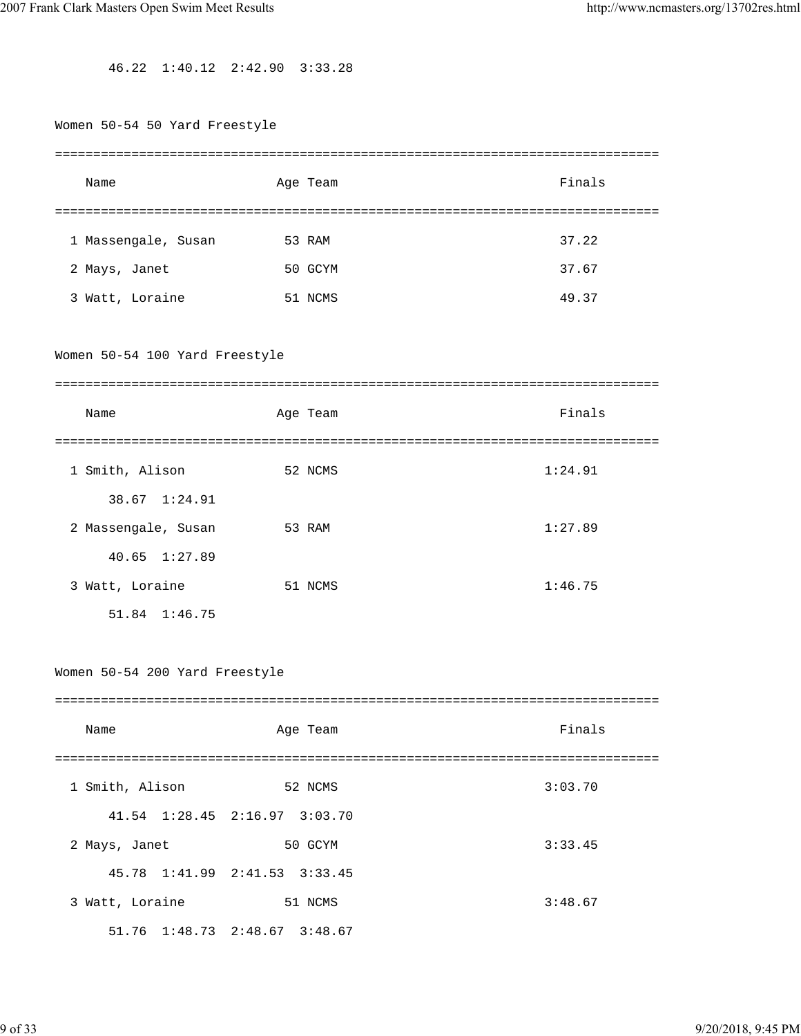46.22  1:40.12  2:42.90  3:33.28

## Women 50-54 50 Yard Freestyle

| Place | Name | Age | Team | Finals |
|---|---|---|---|---|
| 1 | Massengale, Susan | 53 | RAM | 37.22 |
| 2 | Mays, Janet | 50 | GCYM | 37.67 |
| 3 | Watt, Loraine | 51 | NCMS | 49.37 |

## Women 50-54 100 Yard Freestyle

| Place | Name | Age | Team | Finals |
|---|---|---|---|---|
| 1 | Smith, Alison | 52 | NCMS | 1:24.91 |
| | 38.67  1:24.91 | | | |
| 2 | Massengale, Susan | 53 | RAM | 1:27.89 |
| | 40.65  1:27.89 | | | |
| 3 | Watt, Loraine | 51 | NCMS | 1:46.75 |
| | 51.84  1:46.75 | | | |

## Women 50-54 200 Yard Freestyle

| Place | Name | Age | Team | Finals |
|---|---|---|---|---|
| 1 | Smith, Alison | 52 | NCMS | 3:03.70 |
| | 41.54  1:28.45  2:16.97  3:03.70 | | | |
| 2 | Mays, Janet | 50 | GCYM | 3:33.45 |
| | 45.78  1:41.99  2:41.53  3:33.45 | | | |
| 3 | Watt, Loraine | 51 | NCMS | 3:48.67 |
| | 51.76  1:48.73  2:48.67  3:48.67 | | | |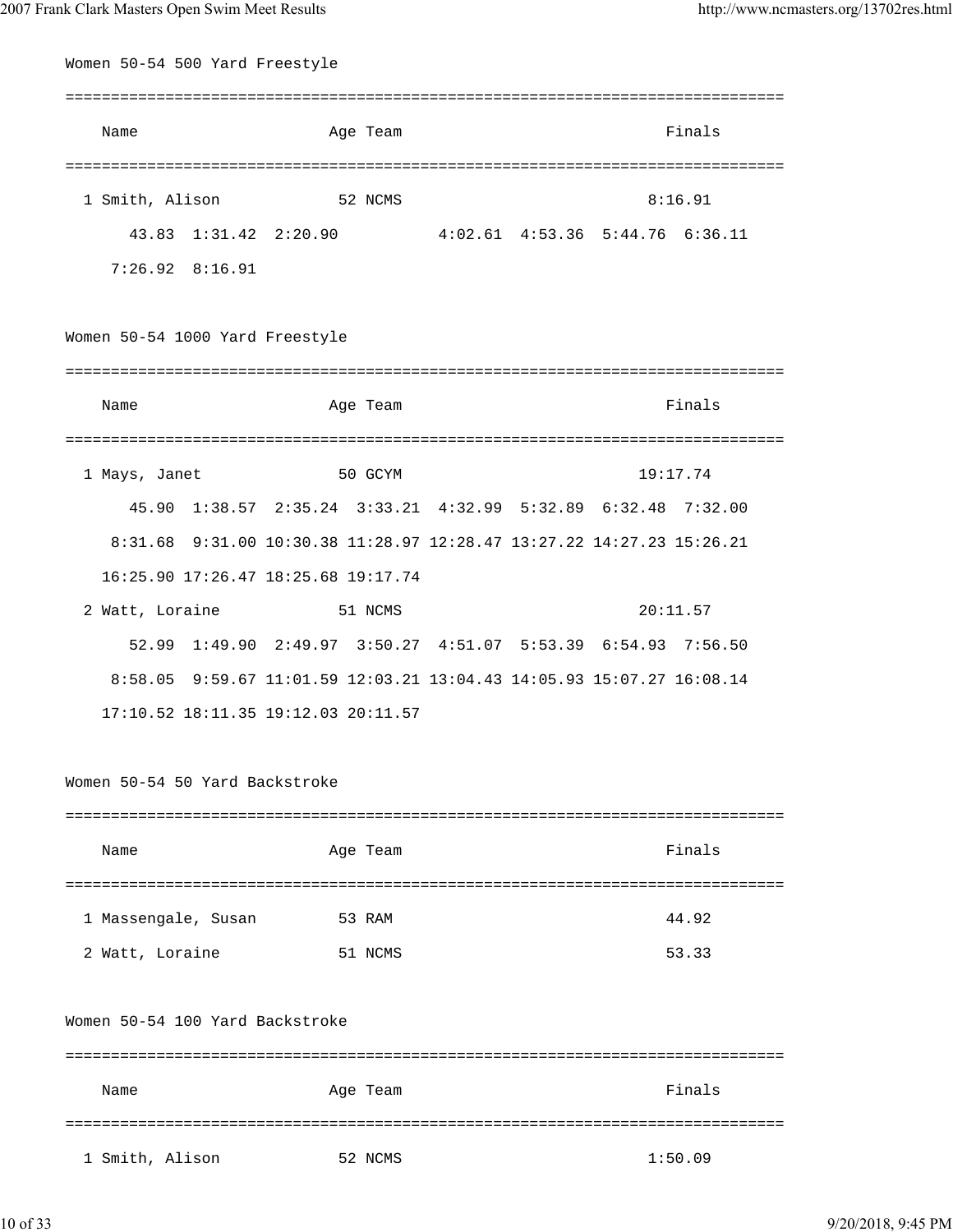## Women 50-54 500 Yard Freestyle

| | Name | Age | Team | Finals |
|---|---|---|---|---|
| 1 | Smith, Alison | 52 | NCMS | 8:16.91 |

43.83 1:31.42 2:20.90 4:02.61 4:53.36 5:44.76 6:36.11
7:26.92 8:16.91

## Women 50-54 1000 Yard Freestyle

| | Name | Age | Team | Finals |
|---|---|---|---|---|
| 1 | Mays, Janet | 50 | GCYM | 19:17.74 |

45.90 1:38.57 2:35.24 3:33.21 4:32.99 5:32.89 6:32.48 7:32.00
8:31.68 9:31.00 10:30.38 11:28.97 12:28.47 13:27.22 14:27.23 15:26.21
16:25.90 17:26.47 18:25.68 19:17.74

| | Name | Age | Team | Finals |
|---|---|---|---|---|
| 2 | Watt, Loraine | 51 | NCMS | 20:11.57 |

52.99 1:49.90 2:49.97 3:50.27 4:51.07 5:53.39 6:54.93 7:56.50
8:58.05 9:59.67 11:01.59 12:03.21 13:04.43 14:05.93 15:07.27 16:08.14
17:10.52 18:11.35 19:12.03 20:11.57

## Women 50-54 50 Yard Backstroke

| | Name | Age | Team | Finals |
|---|---|---|---|---|
| 1 | Massengale, Susan | 53 | RAM | 44.92 |
| 2 | Watt, Loraine | 51 | NCMS | 53.33 |

## Women 50-54 100 Yard Backstroke

| | Name | Age | Team | Finals |
|---|---|---|---|---|
| 1 | Smith, Alison | 52 | NCMS | 1:50.09 |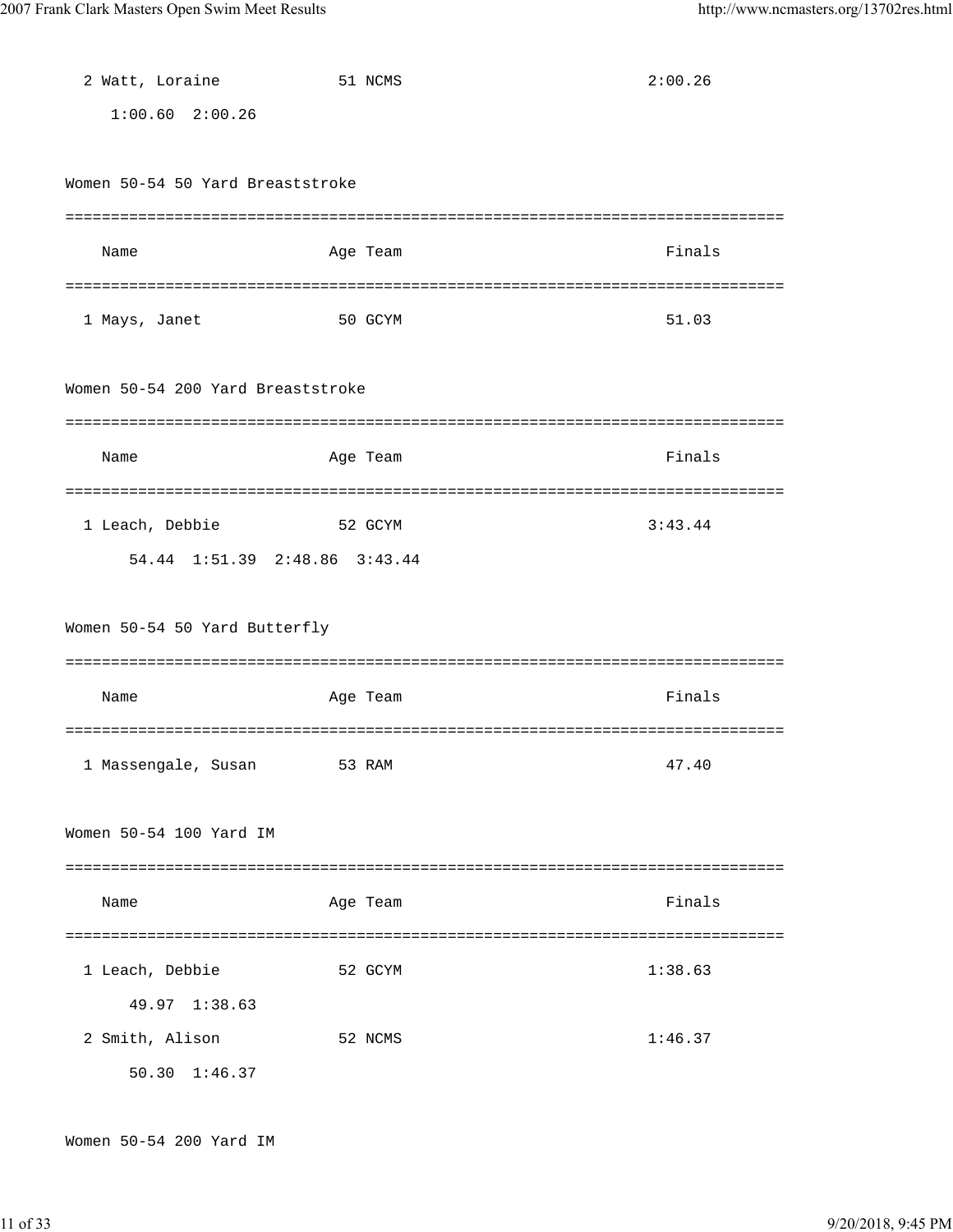| | Name | Age | Team | Finals |
|---|---|---|---|---|
| 2 | Watt, Loraine | 51 | NCMS | 2:00.26 |
| | 1:00.60 2:00.26 | | | |

## Women 50-54 50 Yard Breaststroke

| | Name | Age | Team | Finals |
|---|---|---|---|---|
| 1 | Mays, Janet | 50 | GCYM | 51.03 |

## Women 50-54 200 Yard Breaststroke

| | Name | Age | Team | Finals |
|---|---|---|---|---|
| 1 | Leach, Debbie | 52 | GCYM | 3:43.44 |
| | 54.44 1:51.39 2:48.86 3:43.44 | | | |

## Women 50-54 50 Yard Butterfly

| | Name | Age | Team | Finals |
|---|---|---|---|---|
| 1 | Massengale, Susan | 53 | RAM | 47.40 |

## Women 50-54 100 Yard IM

| | Name | Age | Team | Finals |
|---|---|---|---|---|
| 1 | Leach, Debbie | 52 | GCYM | 1:38.63 |
| | 49.97 1:38.63 | | | |
| 2 | Smith, Alison | 52 | NCMS | 1:46.37 |
| | 50.30 1:46.37 | | | |

## Women 50-54 200 Yard IM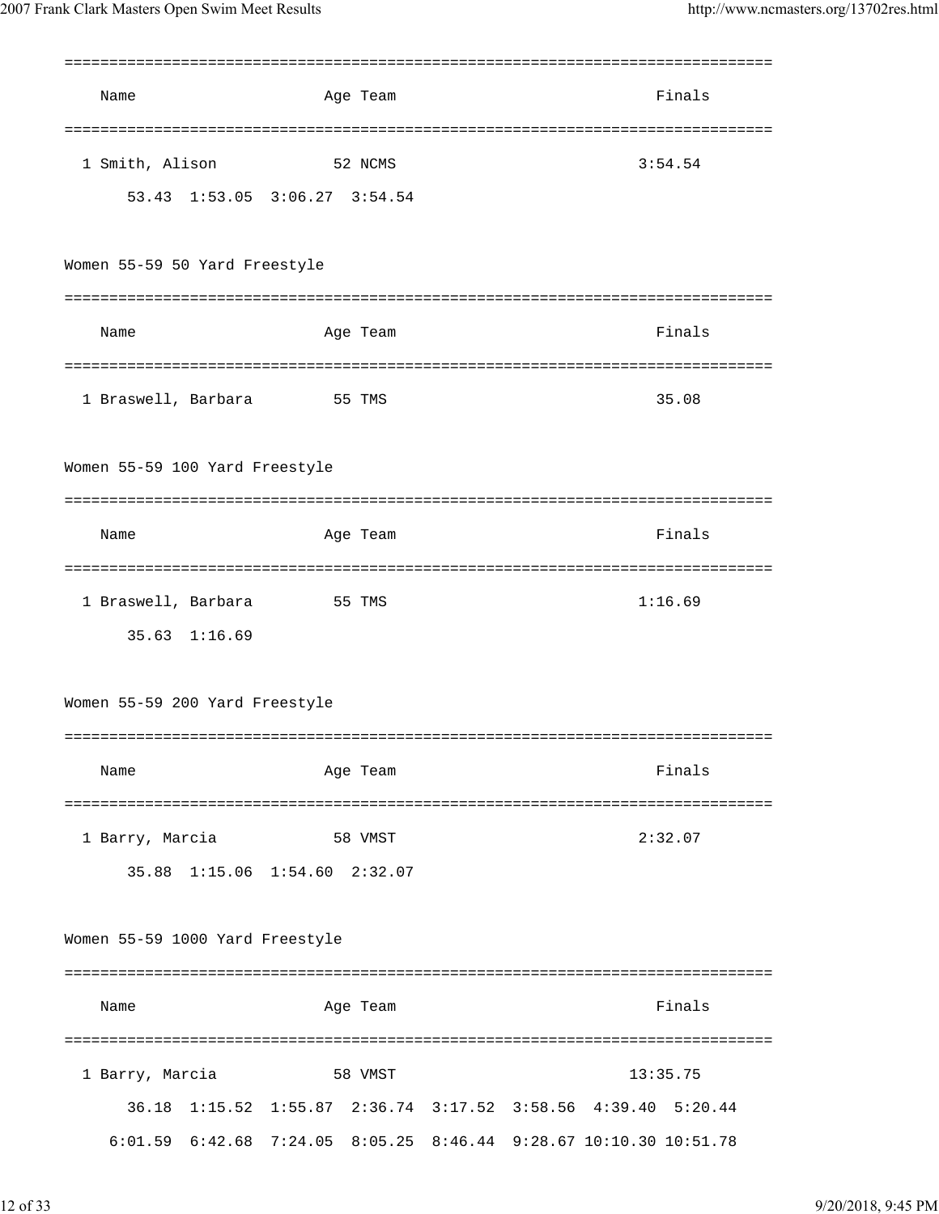| Name | Age | Team | Finals |
| --- | --- | --- | --- |
| 1 Smith, Alison | 52 | NCMS | 3:54.54 |

53.43 1:53.05 3:06.27 3:54.54

### Women 55-59 50 Yard Freestyle

| Name | Age | Team | Finals |
| --- | --- | --- | --- |
| 1 Braswell, Barbara | 55 | TMS | 35.08 |

### Women 55-59 100 Yard Freestyle

| Name | Age | Team | Finals |
| --- | --- | --- | --- |
| 1 Braswell, Barbara | 55 | TMS | 1:16.69 |

35.63 1:16.69

### Women 55-59 200 Yard Freestyle

| Name | Age | Team | Finals |
| --- | --- | --- | --- |
| 1 Barry, Marcia | 58 | VMST | 2:32.07 |

35.88 1:15.06 1:54.60 2:32.07

### Women 55-59 1000 Yard Freestyle

| Name | Age | Team | Finals |
| --- | --- | --- | --- |
| 1 Barry, Marcia | 58 | VMST | 13:35.75 |

36.18 1:15.52 1:55.87 2:36.74 3:17.52 3:58.56 4:39.40 5:20.44
6:01.59 6:42.68 7:24.05 8:05.25 8:46.44 9:28.67 10:10.30 10:51.78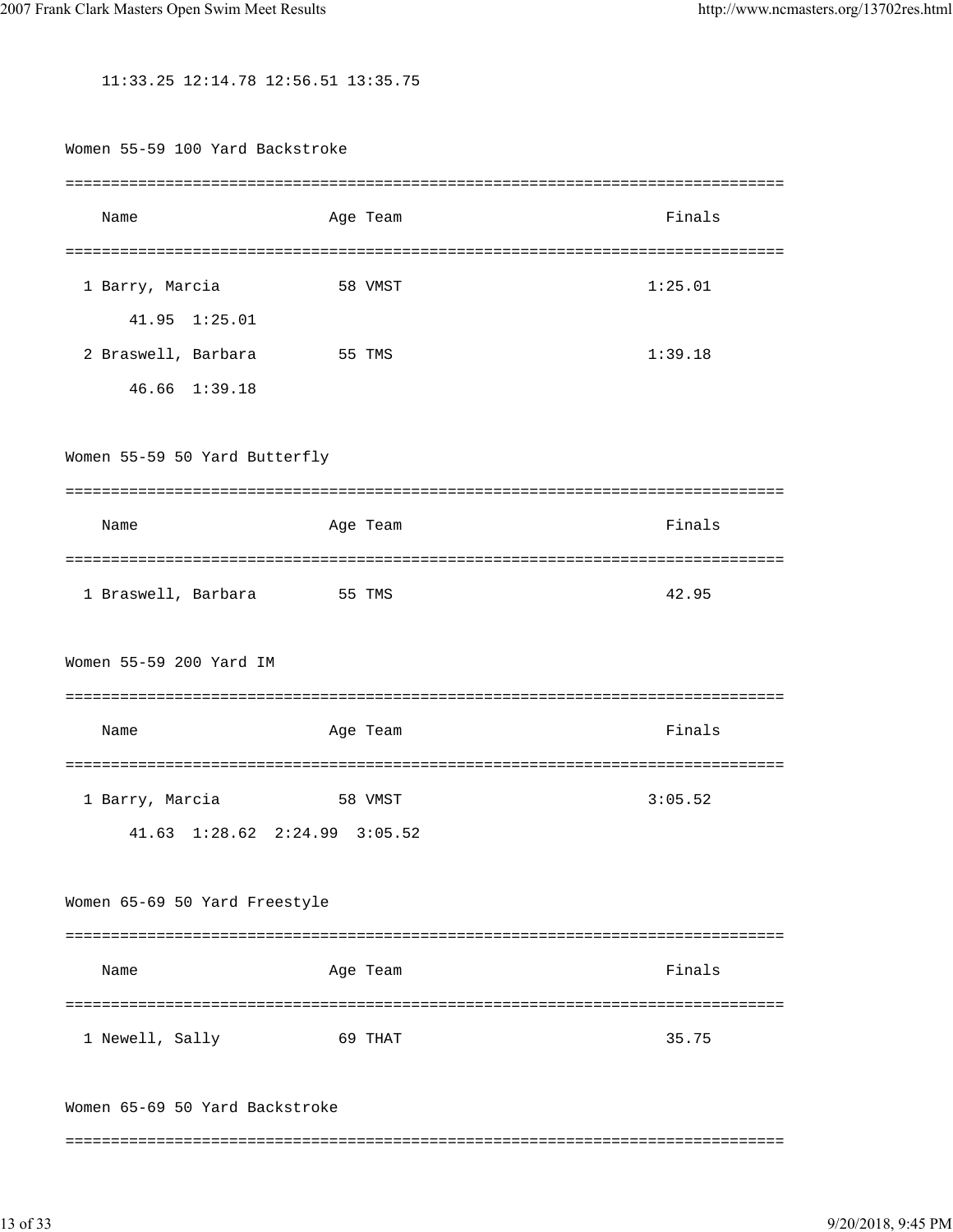11:33.25 12:14.78 12:56.51 13:35.75

Women 55-59 100 Yard Backstroke

| | Name | Age | Team | Finals |
|---|---|---|---|---|
| 1 | Barry, Marcia | 58 | VMST | 1:25.01 |
| | 41.95 1:25.01 | | | |
| 2 | Braswell, Barbara | 55 | TMS | 1:39.18 |
| | 46.66 1:39.18 | | | |

Women 55-59 50 Yard Butterfly

| | Name | Age | Team | Finals |
|---|---|---|---|---|
| 1 | Braswell, Barbara | 55 | TMS | 42.95 |

Women 55-59 200 Yard IM

| | Name | Age | Team | Finals |
|---|---|---|---|---|
| 1 | Barry, Marcia | 58 | VMST | 3:05.52 |
| | 41.63 1:28.62 2:24.99 3:05.52 | | | |

Women 65-69 50 Yard Freestyle

| | Name | Age | Team | Finals |
|---|---|---|---|---|
| 1 | Newell, Sally | 69 | THAT | 35.75 |

Women 65-69 50 Yard Backstroke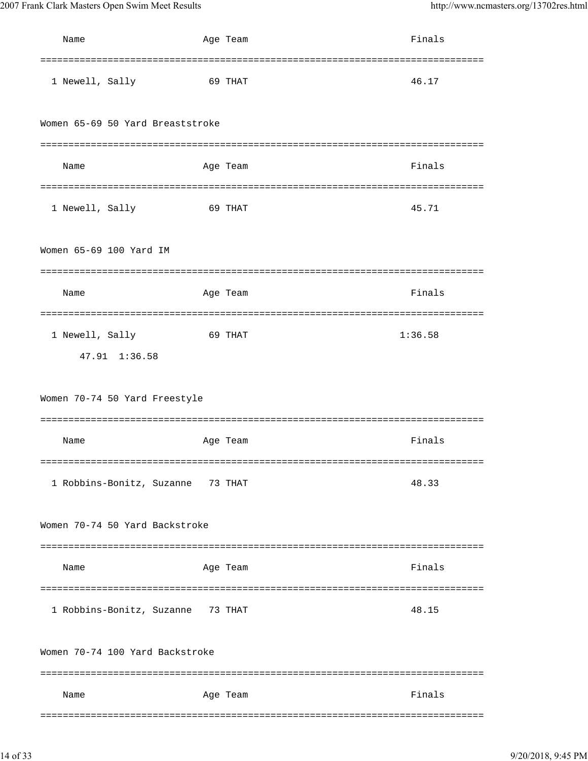| Name | Age | Team | Finals |
|---|---|---|---|
| 1 Newell, Sally | 69 | THAT | 46.17 |

Women 65-69 50 Yard Breaststroke

| Name | Age | Team | Finals |
|---|---|---|---|
| 1 Newell, Sally | 69 | THAT | 45.71 |

Women 65-69 100 Yard IM

| Name | Age | Team | Finals |
|---|---|---|---|
| 1 Newell, Sally | 69 | THAT | 1:36.58 |
| 47.91 1:36.58 | | | |

Women 70-74 50 Yard Freestyle

| Name | Age | Team | Finals |
|---|---|---|---|
| 1 Robbins-Bonitz, Suzanne | 73 | THAT | 48.33 |

Women 70-74 50 Yard Backstroke

| Name | Age | Team | Finals |
|---|---|---|---|
| 1 Robbins-Bonitz, Suzanne | 73 | THAT | 48.15 |

Women 70-74 100 Yard Backstroke

| Name | Age | Team | Finals |
|---|---|---|---|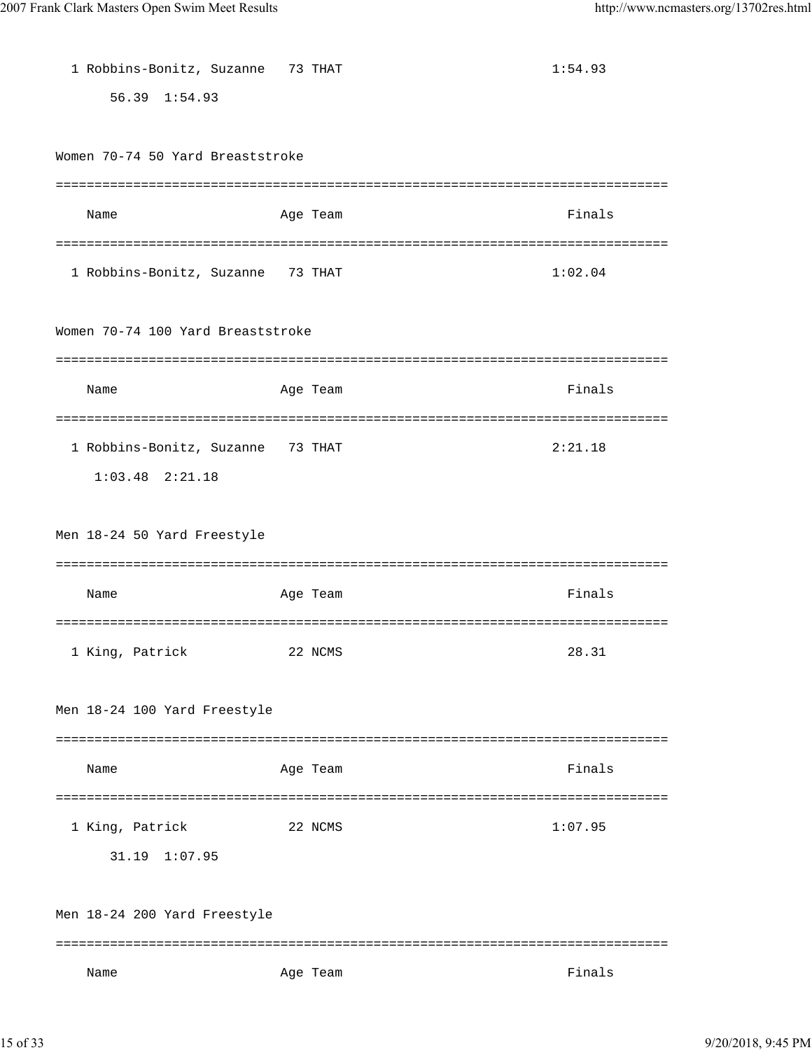```
  1 Robbins-Bonitz, Suzanne   73 THAT                          1:54.93
       56.39  1:54.93
```

Women 70-74 50 Yard Breaststroke

```
===============================================================================
    Name                    Age Team                            Finals
===============================================================================
  1 Robbins-Bonitz, Suzanne   73 THAT                          1:02.04
```

Women 70-74 100 Yard Breaststroke

```
===============================================================================
    Name                    Age Team                            Finals
===============================================================================
  1 Robbins-Bonitz, Suzanne   73 THAT                          2:21.18
     1:03.48  2:21.18
```

Men 18-24 50 Yard Freestyle

```
===============================================================================
    Name                    Age Team                            Finals
===============================================================================
  1 King, Patrick             22 NCMS                            28.31
```

Men 18-24 100 Yard Freestyle

```
===============================================================================
    Name                    Age Team                            Finals
===============================================================================
  1 King, Patrick             22 NCMS                          1:07.95
       31.19  1:07.95
```

Men 18-24 200 Yard Freestyle

```
===============================================================================
    Name                    Age Team                            Finals
```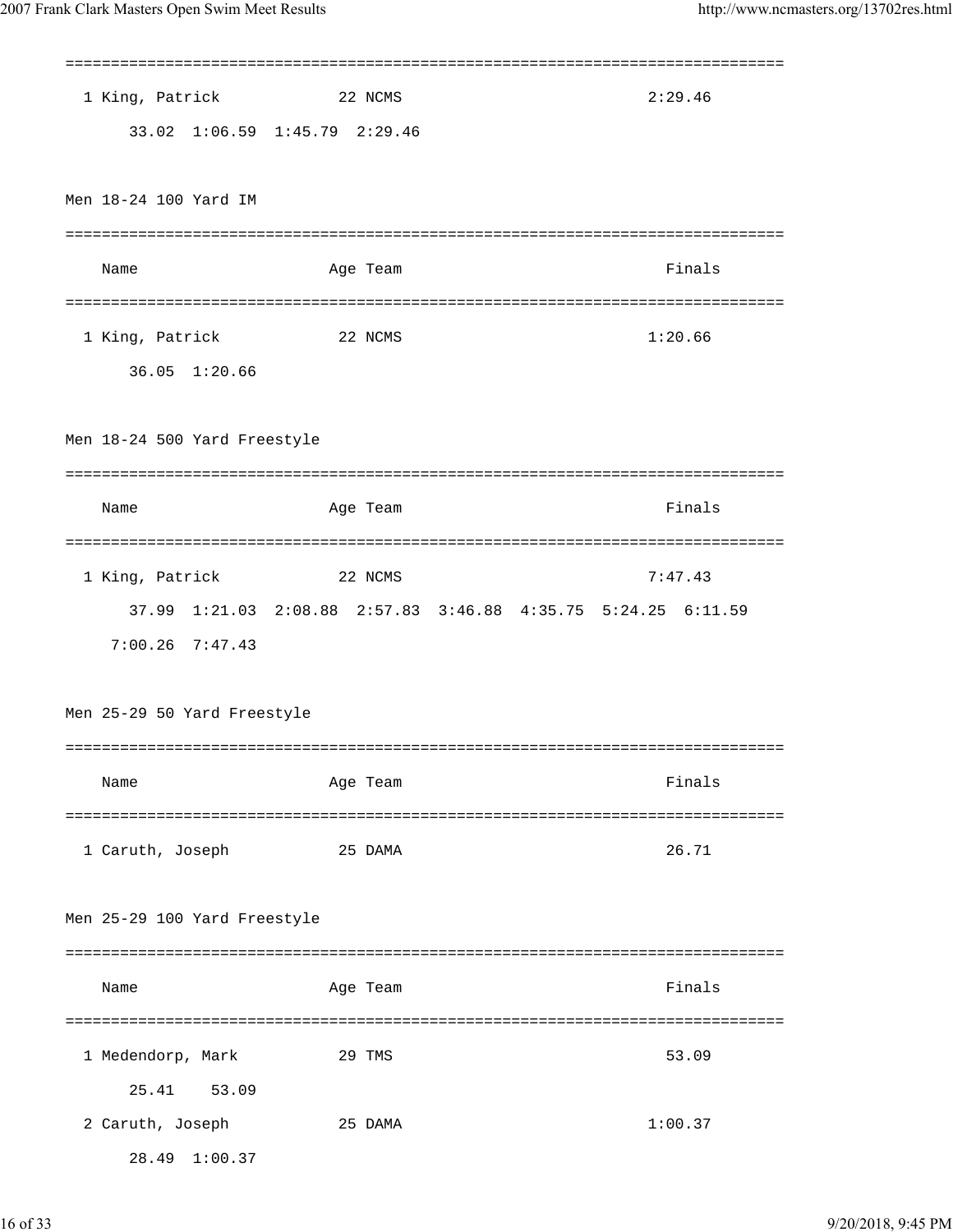```
===============================================================================
  1 King, Patrick             22 NCMS                               2:29.46
       33.02  1:06.59  1:45.79  2:29.46
```

Men 18-24 100 Yard IM

```
===============================================================================
    Name                    Age Team                                 Finals
===============================================================================
  1 King, Patrick             22 NCMS                               1:20.66
       36.05  1:20.66
```

Men 18-24 500 Yard Freestyle

```
===============================================================================
    Name                    Age Team                                 Finals
===============================================================================
  1 King, Patrick             22 NCMS                               7:47.43
       37.99  1:21.03  2:08.88  2:57.83  3:46.88  4:35.75  5:24.25  6:11.59
     7:00.26  7:47.43
```

Men 25-29 50 Yard Freestyle

```
===============================================================================
    Name                    Age Team                                 Finals
===============================================================================
  1 Caruth, Joseph            25 DAMA                                 26.71
```

Men 25-29 100 Yard Freestyle

```
===============================================================================
    Name                    Age Team                                 Finals
===============================================================================
  1 Medendorp, Mark           29 TMS                                  53.09
       25.41    53.09
  2 Caruth, Joseph            25 DAMA                               1:00.37
       28.49  1:00.37
```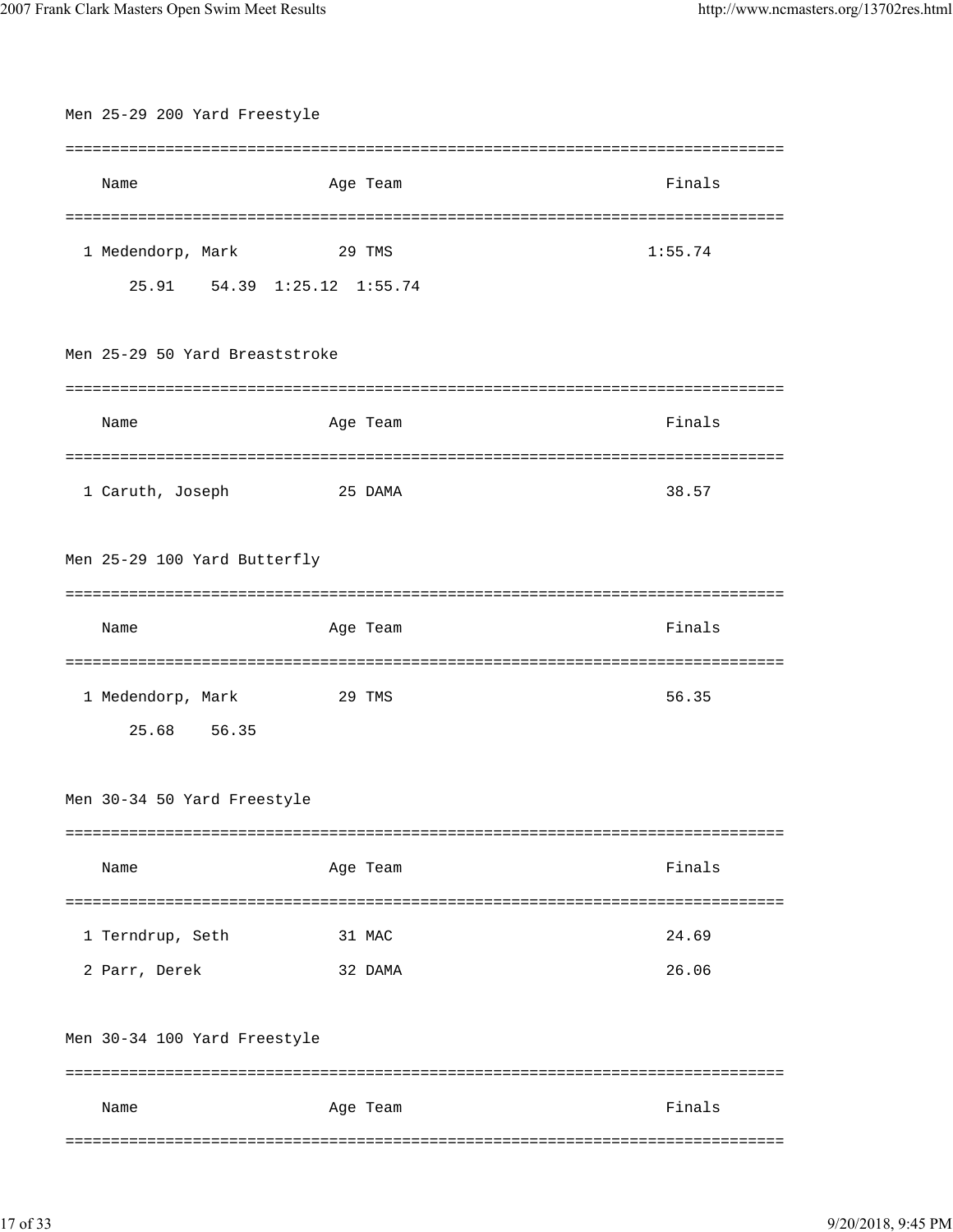## Men 25-29 200 Yard Freestyle

| | Name | Age | Team | Finals |
|---|---|---|---|---|
| 1 | Medendorp, Mark | 29 | TMS | 1:55.74 |
| | 25.91    54.39  1:25.12  1:55.74 | | | |

## Men 25-29 50 Yard Breaststroke

| | Name | Age | Team | Finals |
|---|---|---|---|---|
| 1 | Caruth, Joseph | 25 | DAMA | 38.57 |

## Men 25-29 100 Yard Butterfly

| | Name | Age | Team | Finals |
|---|---|---|---|---|
| 1 | Medendorp, Mark | 29 | TMS | 56.35 |
| | 25.68    56.35 | | | |

## Men 30-34 50 Yard Freestyle

| | Name | Age | Team | Finals |
|---|---|---|---|---|
| 1 | Terndrup, Seth | 31 | MAC | 24.69 |
| 2 | Parr, Derek | 32 | DAMA | 26.06 |

## Men 30-34 100 Yard Freestyle

| | Name | Age | Team | Finals |
|---|---|---|---|---|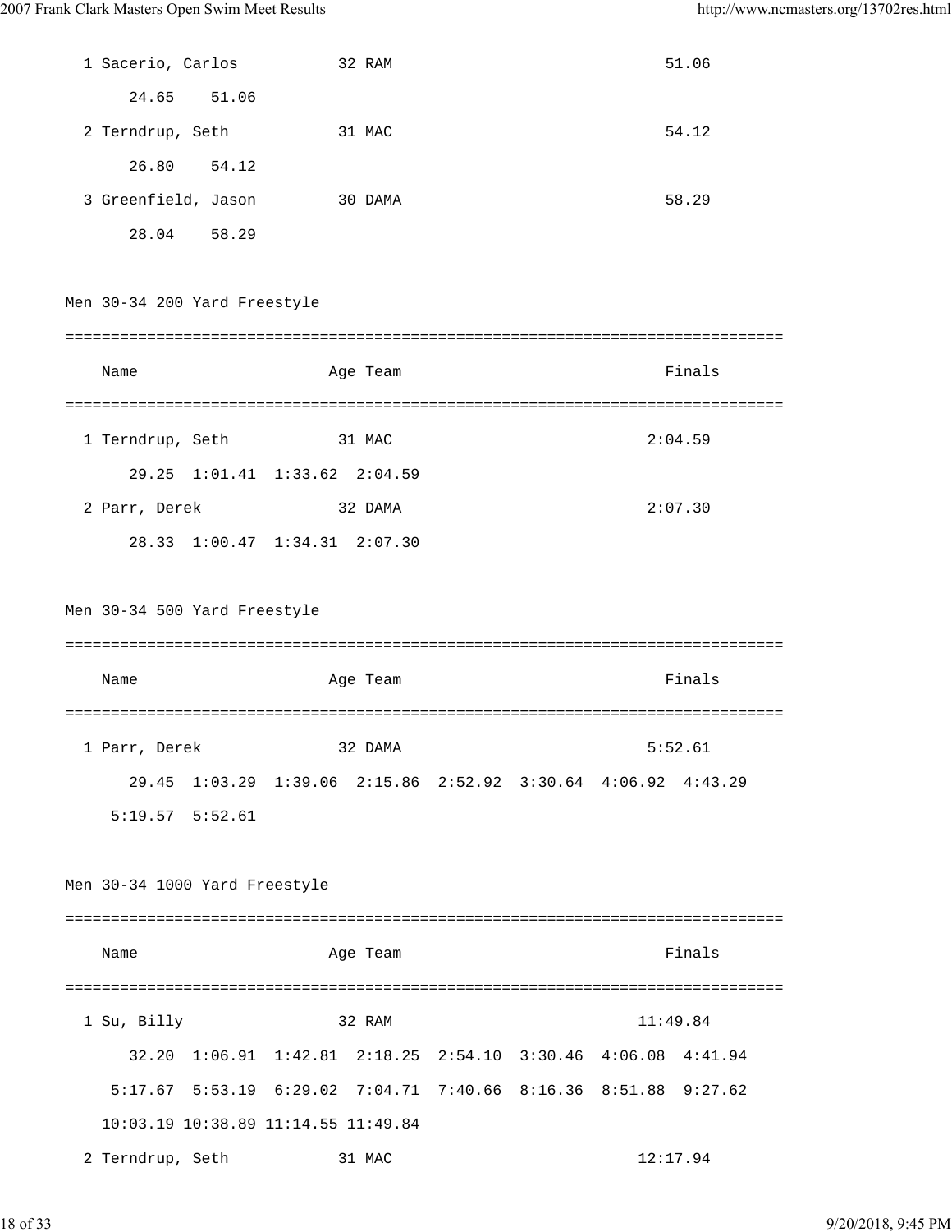```
  1 Sacerio, Carlos           32 RAM                                    51.06
       24.65    51.06
  2 Terndrup, Seth            31 MAC                                    54.12
       26.80    54.12
  3 Greenfield, Jason         30 DAMA                                   58.29
       28.04    58.29
```

## Men 30-34 200 Yard Freestyle

```
===============================================================================
    Name                    Age Team                                    Finals
===============================================================================
  1 Terndrup, Seth            31 MAC                                  2:04.59
       29.25  1:01.41  1:33.62  2:04.59
  2 Parr, Derek               32 DAMA                                 2:07.30
       28.33  1:00.47  1:34.31  2:07.30
```

## Men 30-34 500 Yard Freestyle

```
===============================================================================
    Name                    Age Team                                    Finals
===============================================================================
  1 Parr, Derek               32 DAMA                                 5:52.61
       29.45  1:03.29  1:39.06  2:15.86  2:52.92  3:30.64  4:06.92  4:43.29
     5:19.57  5:52.61
```

## Men 30-34 1000 Yard Freestyle

```
===============================================================================
    Name                    Age Team                                    Finals
===============================================================================
  1 Su, Billy                 32 RAM                                 11:49.84
       32.20  1:06.91  1:42.81  2:18.25  2:54.10  3:30.46  4:06.08  4:41.94
     5:17.67  5:53.19  6:29.02  7:04.71  7:40.66  8:16.36  8:51.88  9:27.62
    10:03.19 10:38.89 11:14.55 11:49.84
  2 Terndrup, Seth            31 MAC                                 12:17.94
```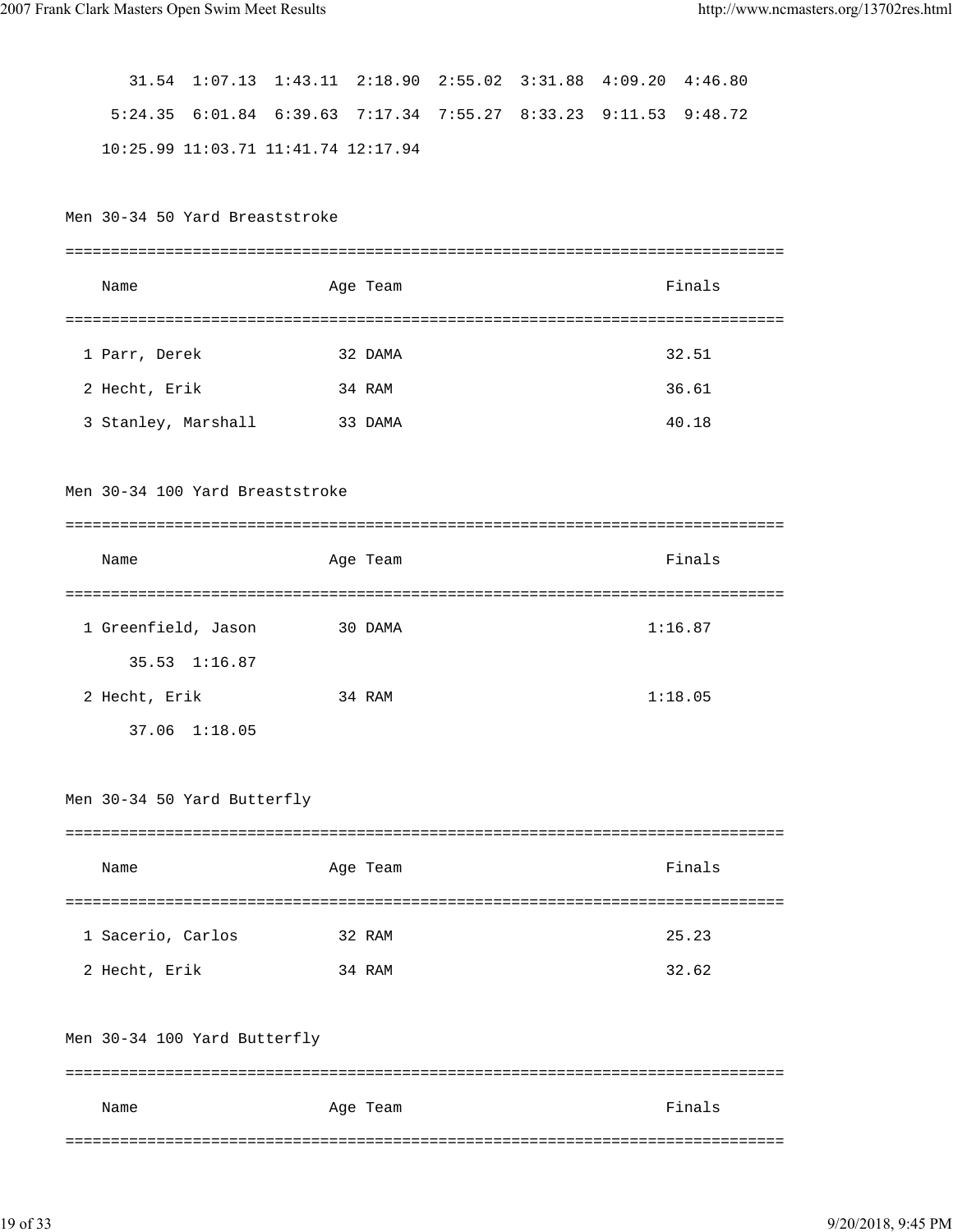31.54  1:07.13  1:43.11  2:18.90  2:55.02  3:31.88  4:09.20  4:46.80
5:24.35  6:01.84  6:39.63  7:17.34  7:55.27  8:33.23  9:11.53  9:48.72
10:25.99 11:03.71 11:41.74 12:17.94

## Men 30-34 50 Yard Breaststroke

| | Name | Age | Team | Finals |
|---|---|---|---|---|
| 1 | Parr, Derek | 32 | DAMA | 32.51 |
| 2 | Hecht, Erik | 34 | RAM | 36.61 |
| 3 | Stanley, Marshall | 33 | DAMA | 40.18 |

## Men 30-34 100 Yard Breaststroke

| | Name | Age | Team | Finals |
|---|---|---|---|---|
| 1 | Greenfield, Jason | 30 | DAMA | 1:16.87 |
| | 35.53  1:16.87 | | | |
| 2 | Hecht, Erik | 34 | RAM | 1:18.05 |
| | 37.06  1:18.05 | | | |

## Men 30-34 50 Yard Butterfly

| | Name | Age | Team | Finals |
|---|---|---|---|---|
| 1 | Sacerio, Carlos | 32 | RAM | 25.23 |
| 2 | Hecht, Erik | 34 | RAM | 32.62 |

## Men 30-34 100 Yard Butterfly

| | Name | Age | Team | Finals |
|---|---|---|---|---|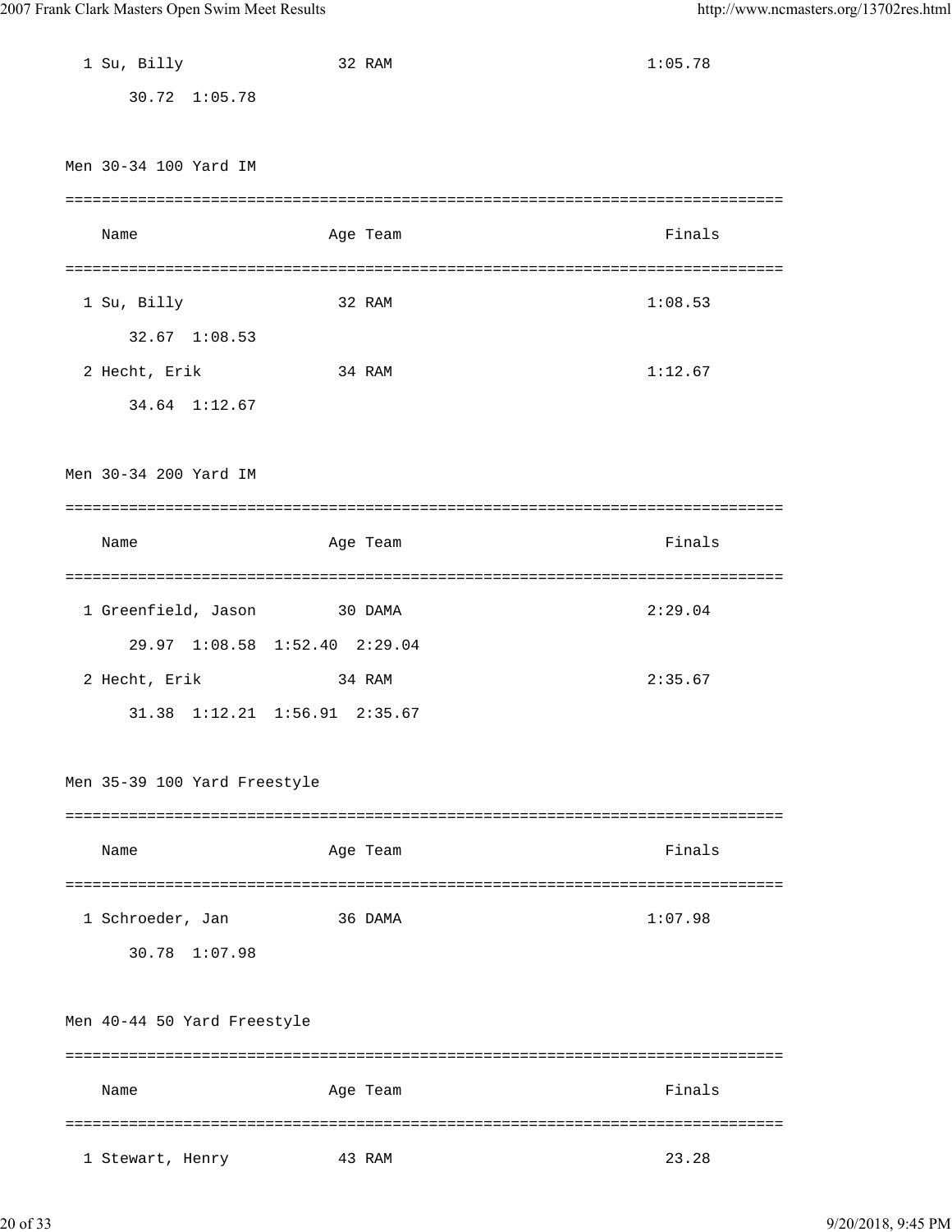```
  1 Su, Billy                32 RAM                                1:05.78
       30.72  1:05.78
```

Men 30-34 100 Yard IM

```
===============================================================================
    Name                    Age Team                                    Finals
===============================================================================
  1 Su, Billy                32 RAM                                1:08.53
       32.67  1:08.53
  2 Hecht, Erik              34 RAM                                1:12.67
       34.64  1:12.67
```

Men 30-34 200 Yard IM

```
===============================================================================
    Name                    Age Team                                    Finals
===============================================================================
  1 Greenfield, Jason        30 DAMA                               2:29.04
       29.97  1:08.58  1:52.40  2:29.04
  2 Hecht, Erik              34 RAM                                2:35.67
       31.38  1:12.21  1:56.91  2:35.67
```

Men 35-39 100 Yard Freestyle

```
===============================================================================
    Name                    Age Team                                    Finals
===============================================================================
  1 Schroeder, Jan           36 DAMA                               1:07.98
       30.78  1:07.98
```

Men 40-44 50 Yard Freestyle

```
===============================================================================
    Name                    Age Team                                    Finals
===============================================================================
  1 Stewart, Henry           43 RAM                                  23.28
```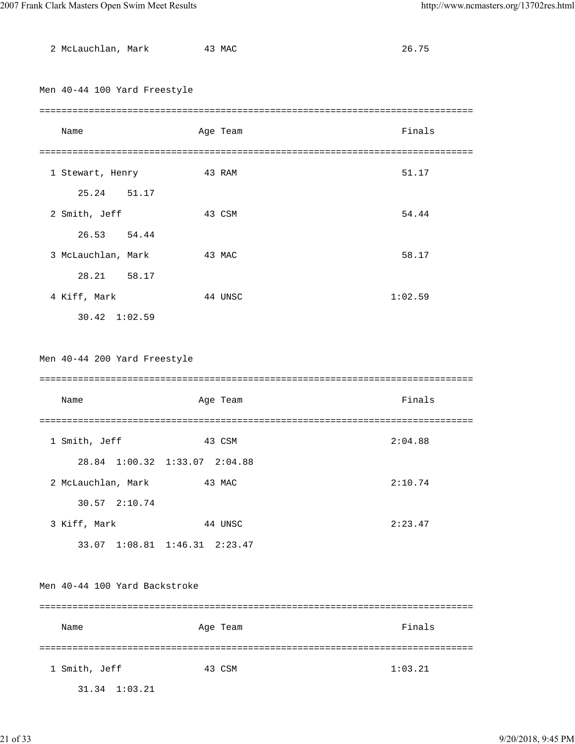| | Name | Age | Team | Finals |
|---|---|---|---|---|
| 2 | McLauchlan, Mark | 43 | MAC | 26.75 |

## Men 40-44 100 Yard Freestyle

| | Name | Age | Team | Finals |
|---|---|---|---|---|
| 1 | Stewart, Henry | 43 | RAM | 51.17 |
| | 25.24 51.17 | | | |
| 2 | Smith, Jeff | 43 | CSM | 54.44 |
| | 26.53 54.44 | | | |
| 3 | McLauchlan, Mark | 43 | MAC | 58.17 |
| | 28.21 58.17 | | | |
| 4 | Kiff, Mark | 44 | UNSC | 1:02.59 |
| | 30.42 1:02.59 | | | |

## Men 40-44 200 Yard Freestyle

| | Name | Age | Team | Finals |
|---|---|---|---|---|
| 1 | Smith, Jeff | 43 | CSM | 2:04.88 |
| | 28.84 1:00.32 1:33.07 2:04.88 | | | |
| 2 | McLauchlan, Mark | 43 | MAC | 2:10.74 |
| | 30.57 2:10.74 | | | |
| 3 | Kiff, Mark | 44 | UNSC | 2:23.47 |
| | 33.07 1:08.81 1:46.31 2:23.47 | | | |

## Men 40-44 100 Yard Backstroke

| | Name | Age | Team | Finals |
|---|---|---|---|---|
| 1 | Smith, Jeff | 43 | CSM | 1:03.21 |
| | 31.34 1:03.21 | | | |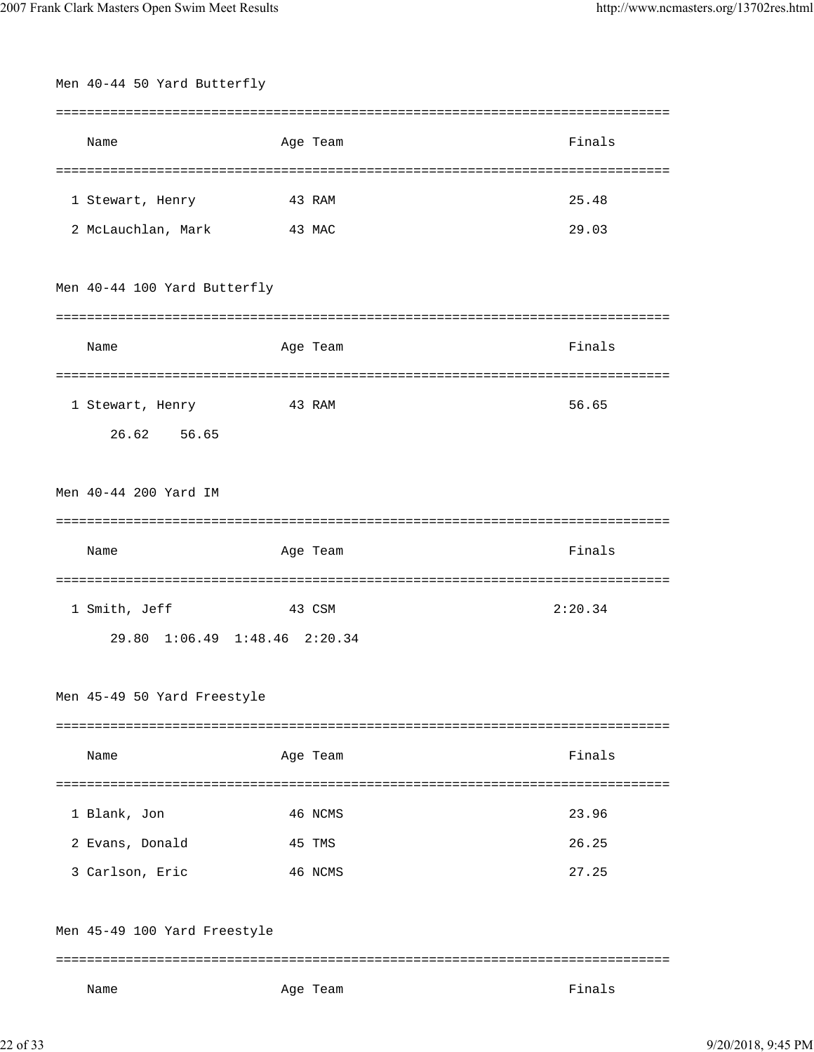### Men 40-44 50 Yard Butterfly

| | Name | Age | Team | Finals |
|---|---|---|---|---|
| 1 | Stewart, Henry | 43 | RAM | 25.48 |
| 2 | McLauchlan, Mark | 43 | MAC | 29.03 |

### Men 40-44 100 Yard Butterfly

| | Name | Age | Team | Finals |
|---|---|---|---|---|
| 1 | Stewart, Henry | 43 | RAM | 56.65 |

26.62 56.65

### Men 40-44 200 Yard IM

| | Name | Age | Team | Finals |
|---|---|---|---|---|
| 1 | Smith, Jeff | 43 | CSM | 2:20.34 |

29.80 1:06.49 1:48.46 2:20.34

### Men 45-49 50 Yard Freestyle

| | Name | Age | Team | Finals |
|---|---|---|---|---|
| 1 | Blank, Jon | 46 | NCMS | 23.96 |
| 2 | Evans, Donald | 45 | TMS | 26.25 |
| 3 | Carlson, Eric | 46 | NCMS | 27.25 |

### Men 45-49 100 Yard Freestyle

| | Name | Age | Team | Finals |
|---|---|---|---|---|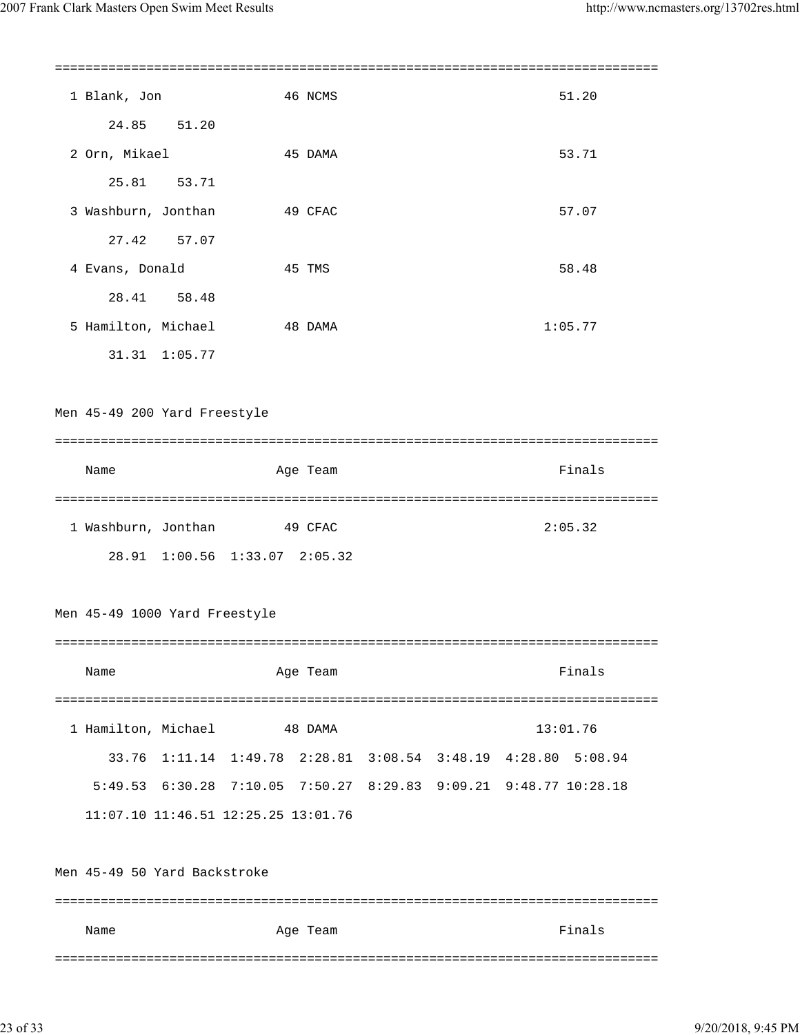===============================================================================

| Place | Name | Age | Team | Finals |
|---|---|---|---|---|
| 1 | Blank, Jon | 46 | NCMS | 51.20 |
| | 24.85 51.20 | | | |
| 2 | Orn, Mikael | 45 | DAMA | 53.71 |
| | 25.81 53.71 | | | |
| 3 | Washburn, Jonthan | 49 | CFAC | 57.07 |
| | 27.42 57.07 | | | |
| 4 | Evans, Donald | 45 | TMS | 58.48 |
| | 28.41 58.48 | | | |
| 5 | Hamilton, Michael | 48 | DAMA | 1:05.77 |
| | 31.31 1:05.77 | | | |

Men 45-49 200 Yard Freestyle

| Place | Name | Age | Team | Finals |
|---|---|---|---|---|
| 1 | Washburn, Jonthan | 49 | CFAC | 2:05.32 |
| | 28.91 1:00.56 1:33.07 2:05.32 | | | |

Men 45-49 1000 Yard Freestyle

| Place | Name | Age | Team | Finals |
|---|---|---|---|---|
| 1 | Hamilton, Michael | 48 | DAMA | 13:01.76 |
| | 33.76 1:11.14 1:49.78 2:28.81 3:08.54 3:48.19 4:28.80 5:08.94 | | | |
| | 5:49.53 6:30.28 7:10.05 7:50.27 8:29.83 9:09.21 9:48.77 10:28.18 | | | |
| | 11:07.10 11:46.51 12:25.25 13:01.76 | | | |

Men 45-49 50 Yard Backstroke

| Name | Age | Team | Finals |
|---|---|---|---|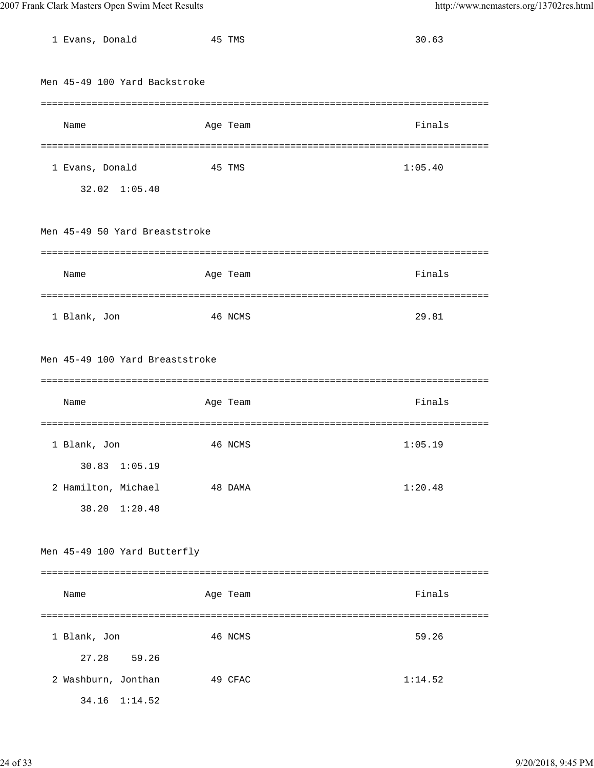| Name | Age | Team | Finals |
|---|---|---|---|
| 1 Evans, Donald | 45 | TMS | 30.63 |

## Men 45-49 100 Yard Backstroke

| Name | Age | Team | Finals |
|---|---|---|---|
| 1 Evans, Donald | 45 | TMS | 1:05.40 |
| 32.02  1:05.40 | | | |

## Men 45-49 50 Yard Breaststroke

| Name | Age | Team | Finals |
|---|---|---|---|
| 1 Blank, Jon | 46 | NCMS | 29.81 |

## Men 45-49 100 Yard Breaststroke

| Name | Age | Team | Finals |
|---|---|---|---|
| 1 Blank, Jon | 46 | NCMS | 1:05.19 |
| 30.83  1:05.19 | | | |
| 2 Hamilton, Michael | 48 | DAMA | 1:20.48 |
| 38.20  1:20.48 | | | |

## Men 45-49 100 Yard Butterfly

| Name | Age | Team | Finals |
|---|---|---|---|
| 1 Blank, Jon | 46 | NCMS | 59.26 |
| 27.28  59.26 | | | |
| 2 Washburn, Jonthan | 49 | CFAC | 1:14.52 |
| 34.16  1:14.52 | | | |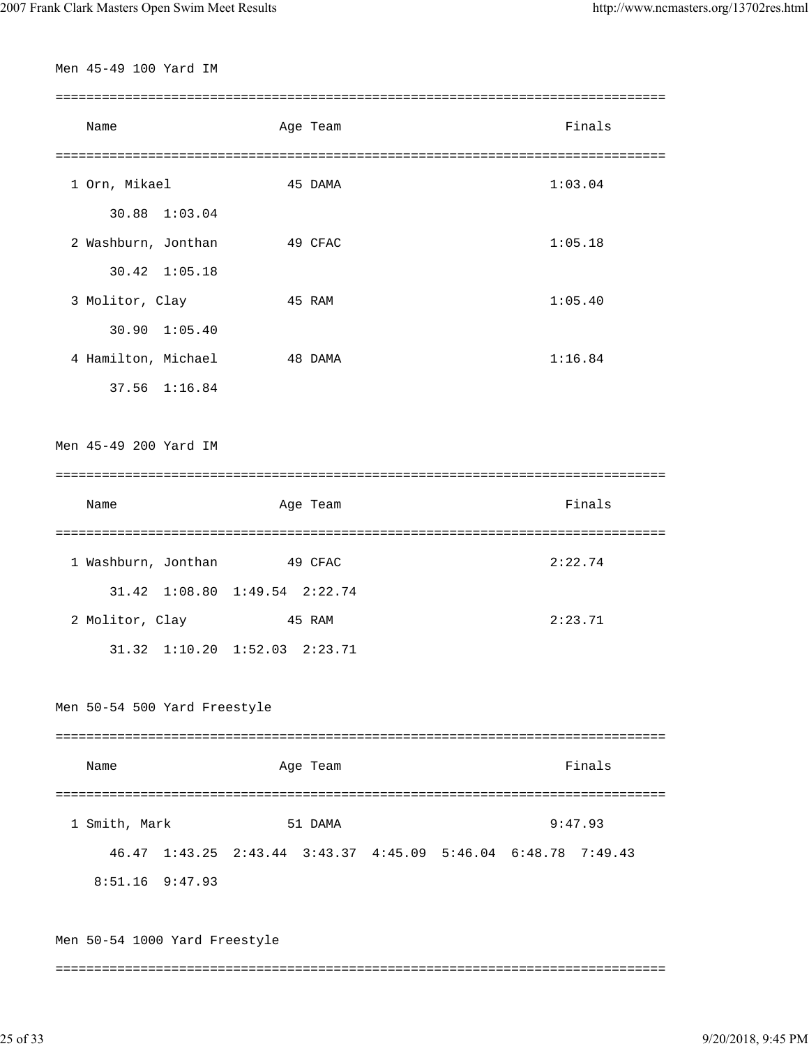Men 45-49 100 Yard IM

```
===============================================================================
    Name                    Age Team                                    Finals
===============================================================================
  1 Orn, Mikael              45 DAMA                                   1:03.04
       30.88  1:03.04
  2 Washburn, Jonthan        49 CFAC                                   1:05.18
       30.42  1:05.18
  3 Molitor, Clay            45 RAM                                    1:05.40
       30.90  1:05.40
  4 Hamilton, Michael        48 DAMA                                   1:16.84
       37.56  1:16.84
```

Men 45-49 200 Yard IM

```
===============================================================================
    Name                    Age Team                                    Finals
===============================================================================
  1 Washburn, Jonthan        49 CFAC                                   2:22.74
       31.42  1:08.80  1:49.54  2:22.74
  2 Molitor, Clay            45 RAM                                    2:23.71
       31.32  1:10.20  1:52.03  2:23.71
```

Men 50-54 500 Yard Freestyle

```
===============================================================================
    Name                    Age Team                                    Finals
===============================================================================
  1 Smith, Mark              51 DAMA                                   9:47.93
       46.47  1:43.25  2:43.44  3:43.37  4:45.09  5:46.04  6:48.78  7:49.43
     8:51.16  9:47.93
```

Men 50-54 1000 Yard Freestyle

```
===============================================================================
```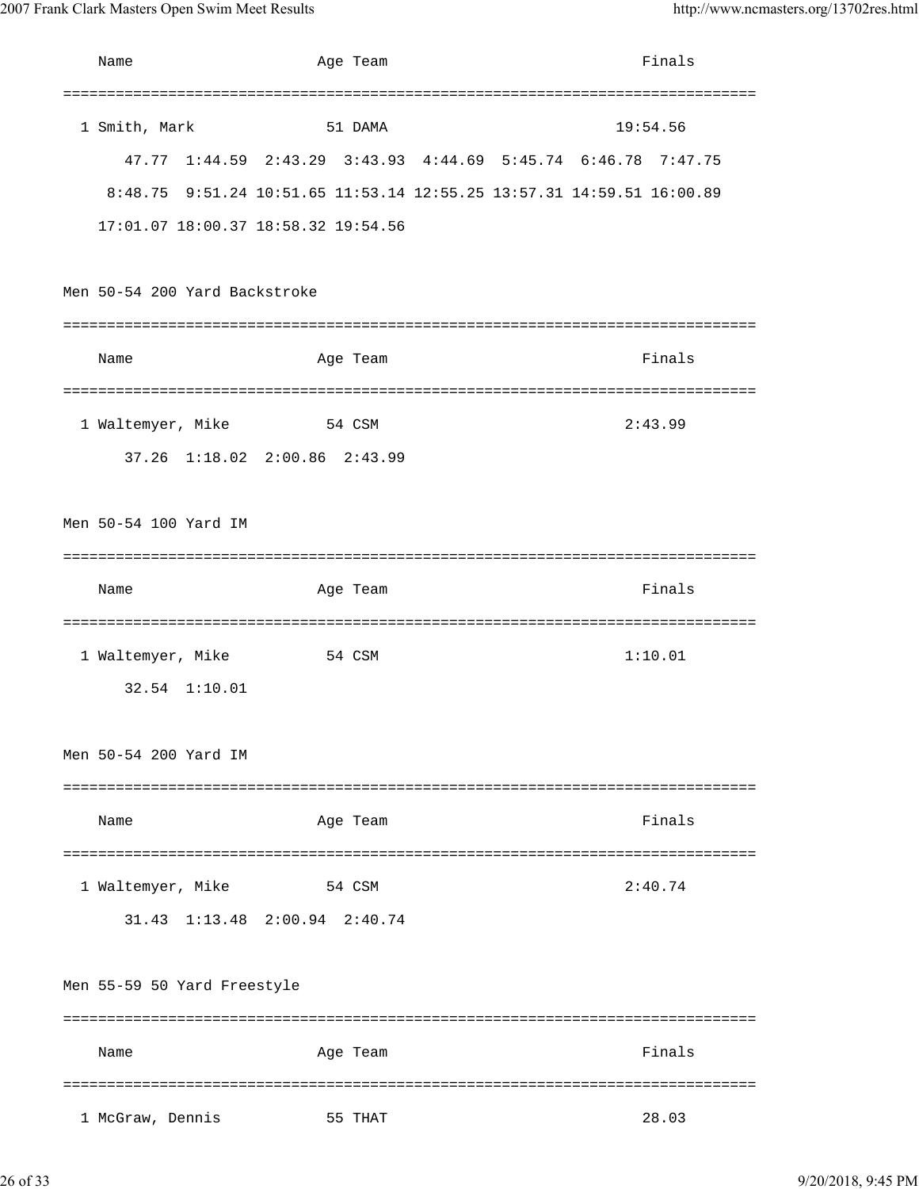| Name | Age | Team | Finals |
|---|---|---|---|
| 1 Smith, Mark | 51 | DAMA | 19:54.56 |

47.77 1:44.59 2:43.29 3:43.93 4:44.69 5:45.74 6:46.78 7:47.75
8:48.75 9:51.24 10:51.65 11:53.14 12:55.25 13:57.31 14:59.51 16:00.89
17:01.07 18:00.37 18:58.32 19:54.56

## Men 50-54 200 Yard Backstroke

| Name | Age | Team | Finals |
|---|---|---|---|
| 1 Waltemyer, Mike | 54 | CSM | 2:43.99 |

37.26 1:18.02 2:00.86 2:43.99

## Men 50-54 100 Yard IM

| Name | Age | Team | Finals |
|---|---|---|---|
| 1 Waltemyer, Mike | 54 | CSM | 1:10.01 |

32.54 1:10.01

## Men 50-54 200 Yard IM

| Name | Age | Team | Finals |
|---|---|---|---|
| 1 Waltemyer, Mike | 54 | CSM | 2:40.74 |

31.43 1:13.48 2:00.94 2:40.74

## Men 55-59 50 Yard Freestyle

| Name | Age | Team | Finals |
|---|---|---|---|
| 1 McGraw, Dennis | 55 | THAT | 28.03 |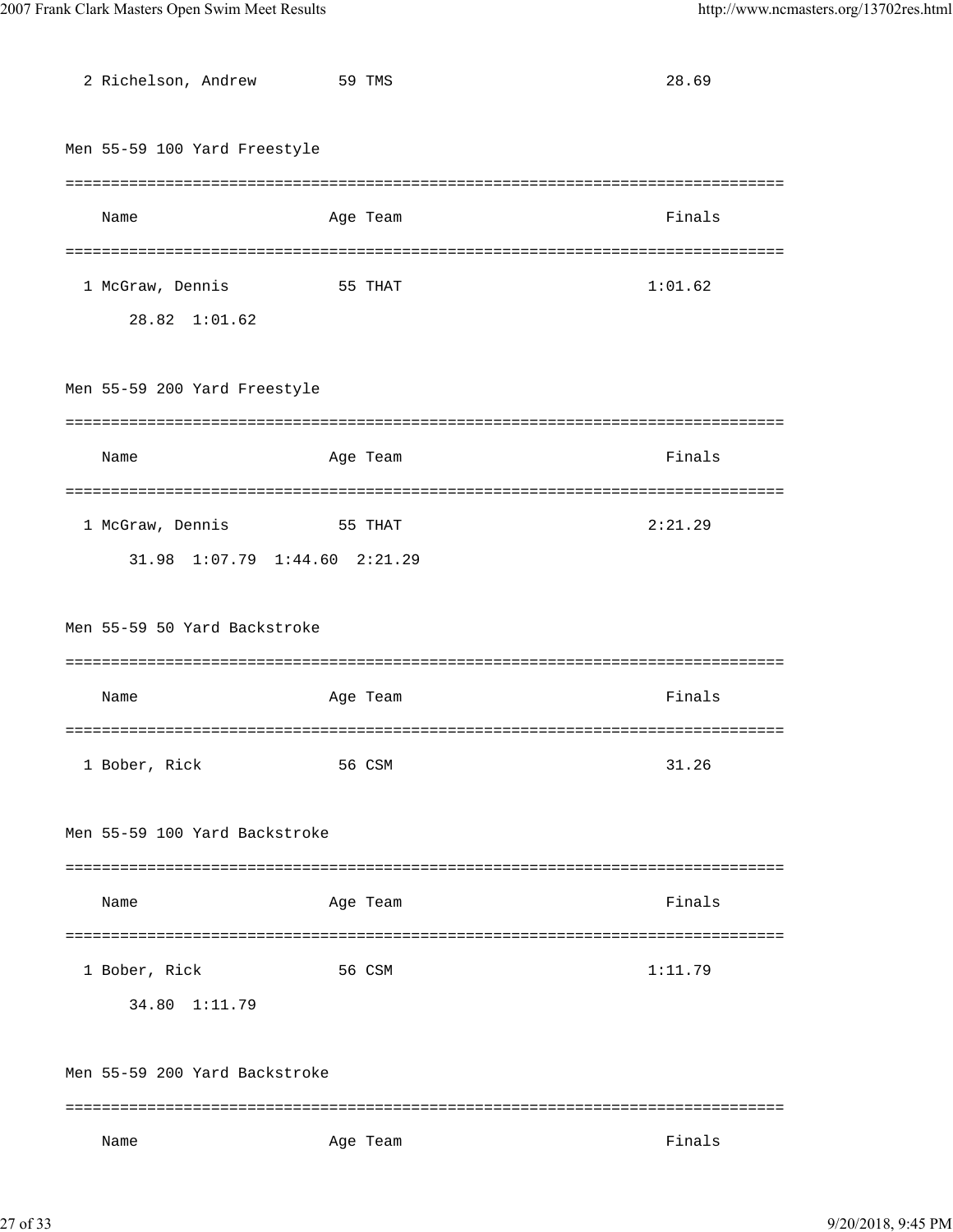| Name | Age | Team | Finals |
|---|---|---|---|
| 2 Richelson, Andrew | 59 | TMS | 28.69 |

### Men 55-59 100 Yard Freestyle

| Name | Age | Team | Finals |
|---|---|---|---|
| 1 McGraw, Dennis | 55 | THAT | 1:01.62 |
| 28.82 1:01.62 | | | |

### Men 55-59 200 Yard Freestyle

| Name | Age | Team | Finals |
|---|---|---|---|
| 1 McGraw, Dennis | 55 | THAT | 2:21.29 |
| 31.98 1:07.79 1:44.60 2:21.29 | | | |

### Men 55-59 50 Yard Backstroke

| Name | Age | Team | Finals |
|---|---|---|---|
| 1 Bober, Rick | 56 | CSM | 31.26 |

### Men 55-59 100 Yard Backstroke

| Name | Age | Team | Finals |
|---|---|---|---|
| 1 Bober, Rick | 56 | CSM | 1:11.79 |
| 34.80 1:11.79 | | | |

### Men 55-59 200 Yard Backstroke

| Name | Age | Team | Finals |
|---|---|---|---|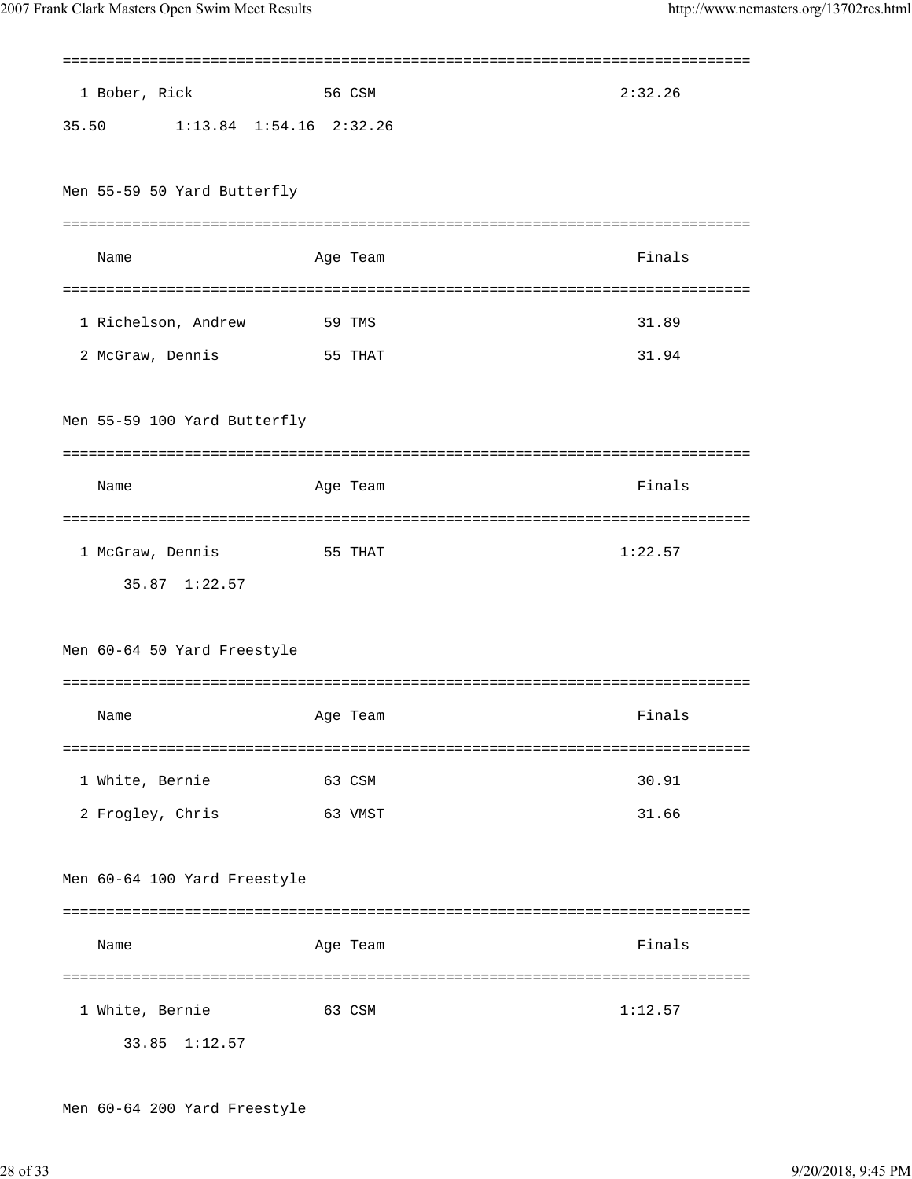| | Name | Age | Team | Finals |
|---|---|---|---|---|
| 1 | Bober, Rick | 56 | CSM | 2:32.26 |

35.50 1:13.84 1:54.16 2:32.26

## Men 55-59 50 Yard Butterfly

| | Name | Age | Team | Finals |
|---|---|---|---|---|
| 1 | Richelson, Andrew | 59 | TMS | 31.89 |
| 2 | McGraw, Dennis | 55 | THAT | 31.94 |

## Men 55-59 100 Yard Butterfly

| | Name | Age | Team | Finals |
|---|---|---|---|---|
| 1 | McGraw, Dennis | 55 | THAT | 1:22.57 |

35.87 1:22.57

## Men 60-64 50 Yard Freestyle

| | Name | Age | Team | Finals |
|---|---|---|---|---|
| 1 | White, Bernie | 63 | CSM | 30.91 |
| 2 | Frogley, Chris | 63 | VMST | 31.66 |

## Men 60-64 100 Yard Freestyle

| | Name | Age | Team | Finals |
|---|---|---|---|---|
| 1 | White, Bernie | 63 | CSM | 1:12.57 |

33.85 1:12.57

## Men 60-64 200 Yard Freestyle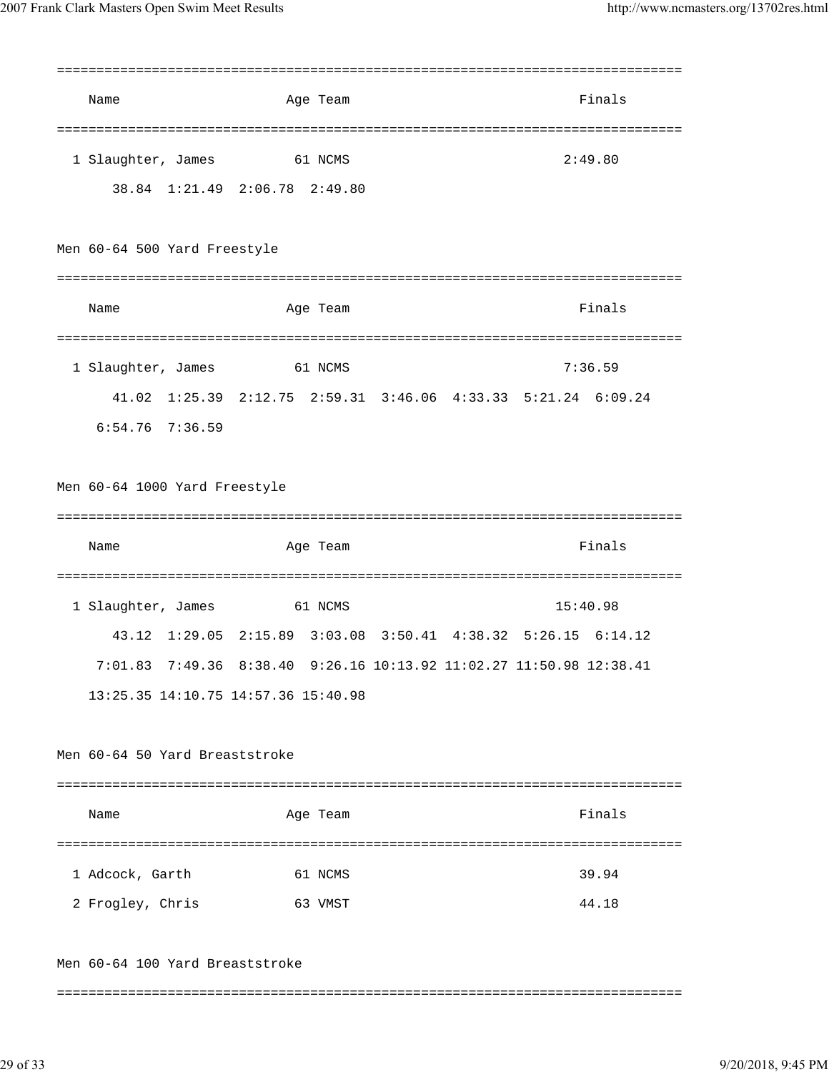| Name | Age | Team | Finals |
|---|---|---|---|
| 1 Slaughter, James | 61 | NCMS | 2:49.80 |

38.84 1:21.49 2:06.78 2:49.80

Men 60-64 500 Yard Freestyle

| Name | Age | Team | Finals |
|---|---|---|---|
| 1 Slaughter, James | 61 | NCMS | 7:36.59 |

41.02 1:25.39 2:12.75 2:59.31 3:46.06 4:33.33 5:21.24 6:09.24
6:54.76 7:36.59

Men 60-64 1000 Yard Freestyle

| Name | Age | Team | Finals |
|---|---|---|---|
| 1 Slaughter, James | 61 | NCMS | 15:40.98 |

43.12 1:29.05 2:15.89 3:03.08 3:50.41 4:38.32 5:26.15 6:14.12
7:01.83 7:49.36 8:38.40 9:26.16 10:13.92 11:02.27 11:50.98 12:38.41
13:25.35 14:10.75 14:57.36 15:40.98

Men 60-64 50 Yard Breaststroke

| Name | Age | Team | Finals |
|---|---|---|---|
| 1 Adcock, Garth | 61 | NCMS | 39.94 |
| 2 Frogley, Chris | 63 | VMST | 44.18 |

Men 60-64 100 Yard Breaststroke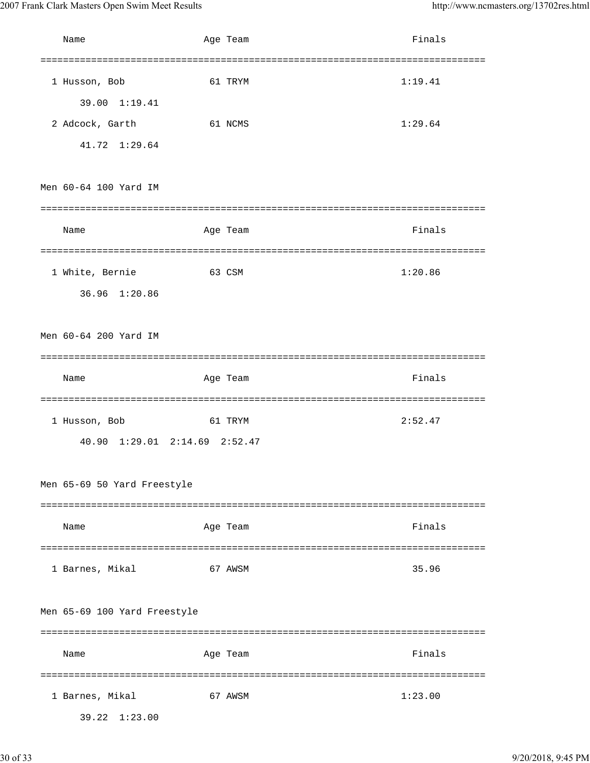| Name | Age | Team | Finals |
|---|---|---|---|
| 1 Husson, Bob | 61 | TRYM | 1:19.41 |
| 39.00 1:19.41 | | | |
| 2 Adcock, Garth | 61 | NCMS | 1:29.64 |
| 41.72 1:29.64 | | | |

## Men 60-64 100 Yard IM

| Name | Age | Team | Finals |
|---|---|---|---|
| 1 White, Bernie | 63 | CSM | 1:20.86 |
| 36.96 1:20.86 | | | |

## Men 60-64 200 Yard IM

| Name | Age | Team | Finals |
|---|---|---|---|
| 1 Husson, Bob | 61 | TRYM | 2:52.47 |
| 40.90 1:29.01 2:14.69 2:52.47 | | | |

## Men 65-69 50 Yard Freestyle

| Name | Age | Team | Finals |
|---|---|---|---|
| 1 Barnes, Mikal | 67 | AWSM | 35.96 |

## Men 65-69 100 Yard Freestyle

| Name | Age | Team | Finals |
|---|---|---|---|
| 1 Barnes, Mikal | 67 | AWSM | 1:23.00 |
| 39.22 1:23.00 | | | |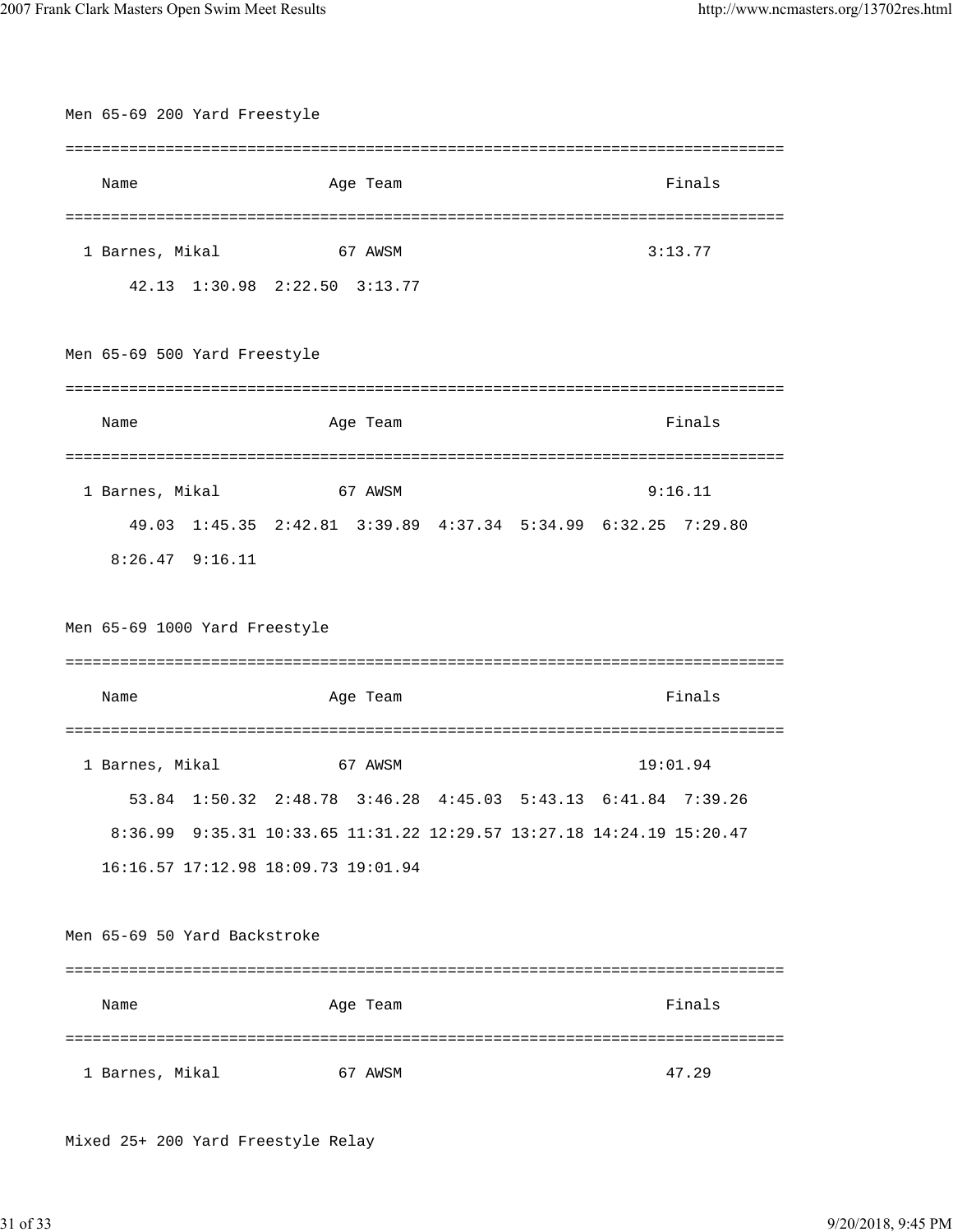## Men 65-69 200 Yard Freestyle

| | Name | Age | Team | Finals |
|---|---|---|---|---|
| 1 | Barnes, Mikal | 67 | AWSM | 3:13.77 |

42.13  1:30.98  2:22.50  3:13.77

## Men 65-69 500 Yard Freestyle

| | Name | Age | Team | Finals |
|---|---|---|---|---|
| 1 | Barnes, Mikal | 67 | AWSM | 9:16.11 |

49.03  1:45.35  2:42.81  3:39.89  4:37.34  5:34.99  6:32.25  7:29.80
8:26.47  9:16.11

## Men 65-69 1000 Yard Freestyle

| | Name | Age | Team | Finals |
|---|---|---|---|---|
| 1 | Barnes, Mikal | 67 | AWSM | 19:01.94 |

53.84  1:50.32  2:48.78  3:46.28  4:45.03  5:43.13  6:41.84  7:39.26
8:36.99  9:35.31 10:33.65 11:31.22 12:29.57 13:27.18 14:24.19 15:20.47
16:16.57 17:12.98 18:09.73 19:01.94

## Men 65-69 50 Yard Backstroke

| | Name | Age | Team | Finals |
|---|---|---|---|---|
| 1 | Barnes, Mikal | 67 | AWSM | 47.29 |

## Mixed 25+ 200 Yard Freestyle Relay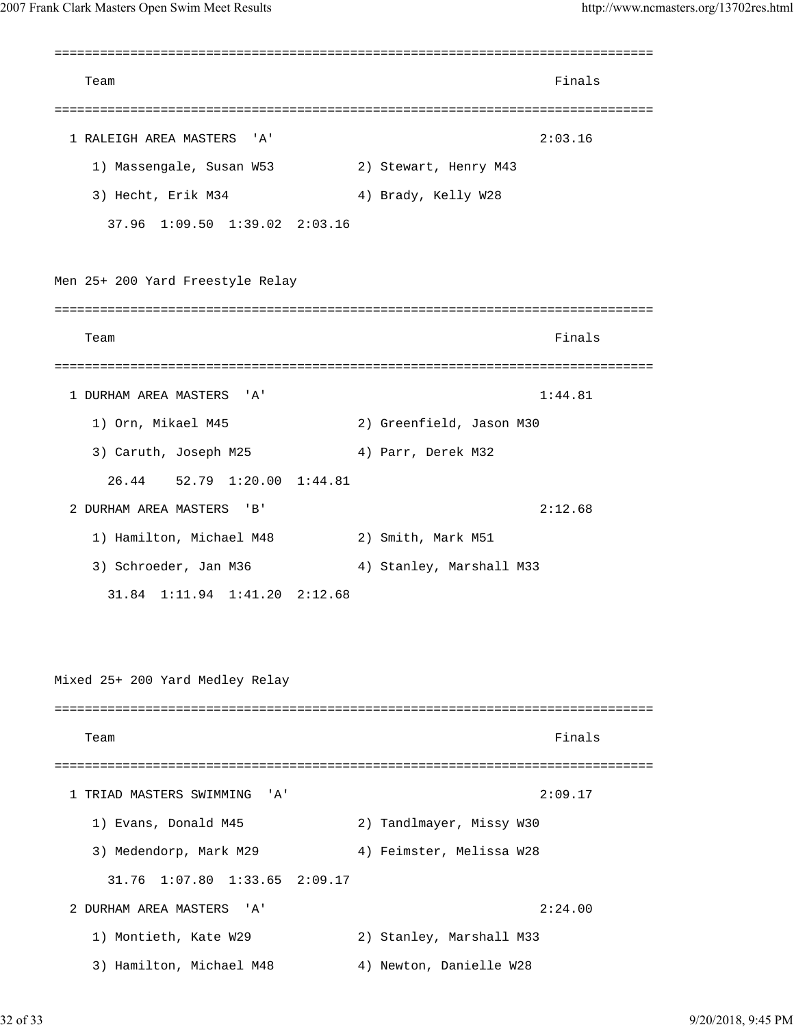```
===============================================================================
    Team                                                              Finals
===============================================================================
  1 RALEIGH AREA MASTERS  'A'                                        2:03.16
     1) Massengale, Susan W53           2) Stewart, Henry M43
     3) Hecht, Erik M34                 4) Brady, Kelly W28
       37.96  1:09.50  1:39.02  2:03.16
```

Men 25+ 200 Yard Freestyle Relay

```
===============================================================================
    Team                                                              Finals
===============================================================================
  1 DURHAM AREA MASTERS  'A'                                         1:44.81
     1) Orn, Mikael M45                 2) Greenfield, Jason M30
     3) Caruth, Joseph M25              4) Parr, Derek M32
       26.44    52.79  1:20.00  1:44.81
  2 DURHAM AREA MASTERS  'B'                                         2:12.68
     1) Hamilton, Michael M48           2) Smith, Mark M51
     3) Schroeder, Jan M36              4) Stanley, Marshall M33
       31.84  1:11.94  1:41.20  2:12.68
```

Mixed 25+ 200 Yard Medley Relay

```
===============================================================================
    Team                                                              Finals
===============================================================================
  1 TRIAD MASTERS SWIMMING  'A'                                      2:09.17
     1) Evans, Donald M45               2) Tandlmayer, Missy W30
     3) Medendorp, Mark M29             4) Feimster, Melissa W28
       31.76  1:07.80  1:33.65  2:09.17
  2 DURHAM AREA MASTERS  'A'                                         2:24.00
     1) Montieth, Kate W29              2) Stanley, Marshall M33
     3) Hamilton, Michael M48           4) Newton, Danielle W28
```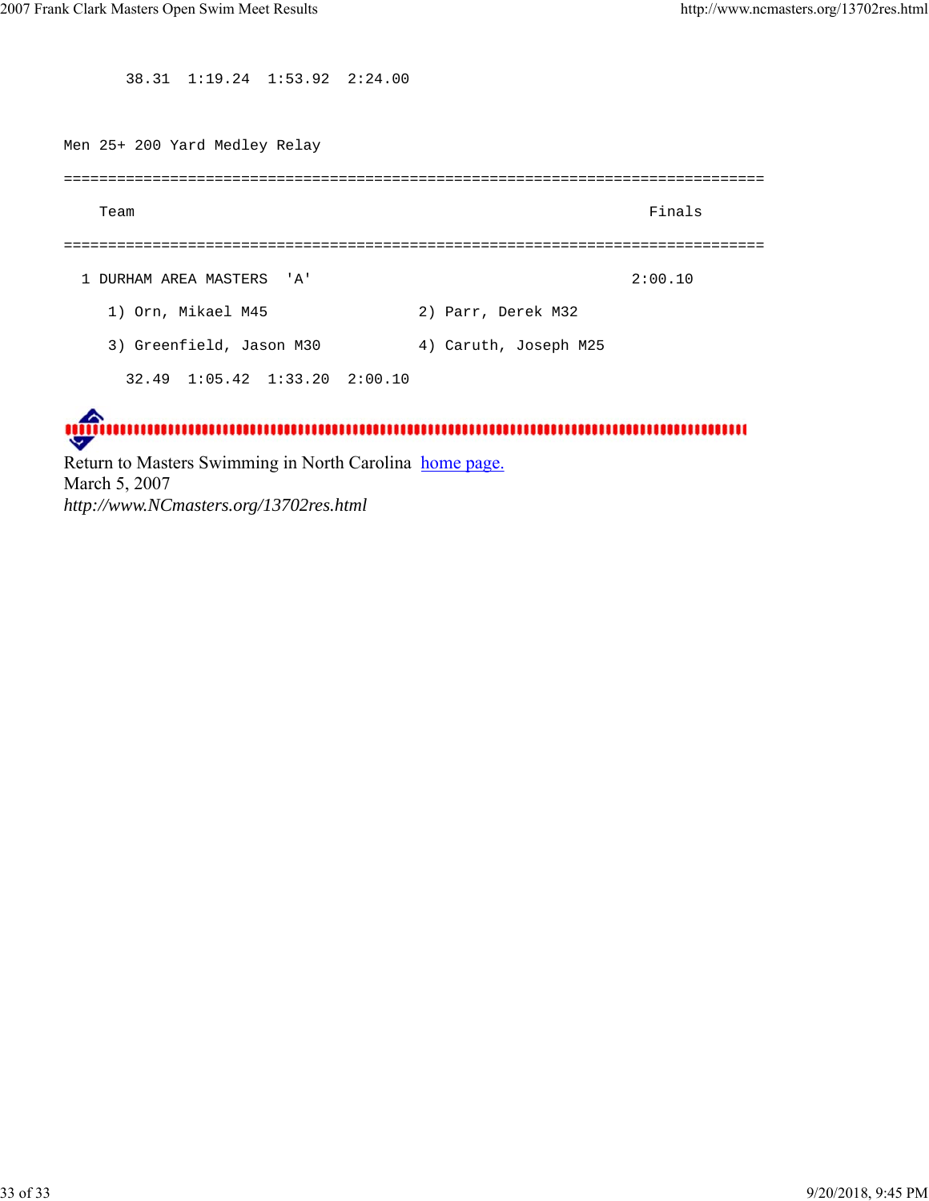```
       38.31  1:19.24  1:53.92  2:24.00
```

Men 25+ 200 Yard Medley Relay

```
===============================================================================
    Team                                                                Finals
===============================================================================
  1 DURHAM AREA MASTERS  'A'                                          2:00.10
     1) Orn, Mikael M45                 2) Parr, Derek M32
     3) Greenfield, Jason M30           4) Caruth, Joseph M25
       32.49  1:05.42  1:33.20  2:00.10
```

Return to Masters Swimming in North Carolina [home page.]

March 5, 2007

*http://www.NCmasters.org/13702res.html*